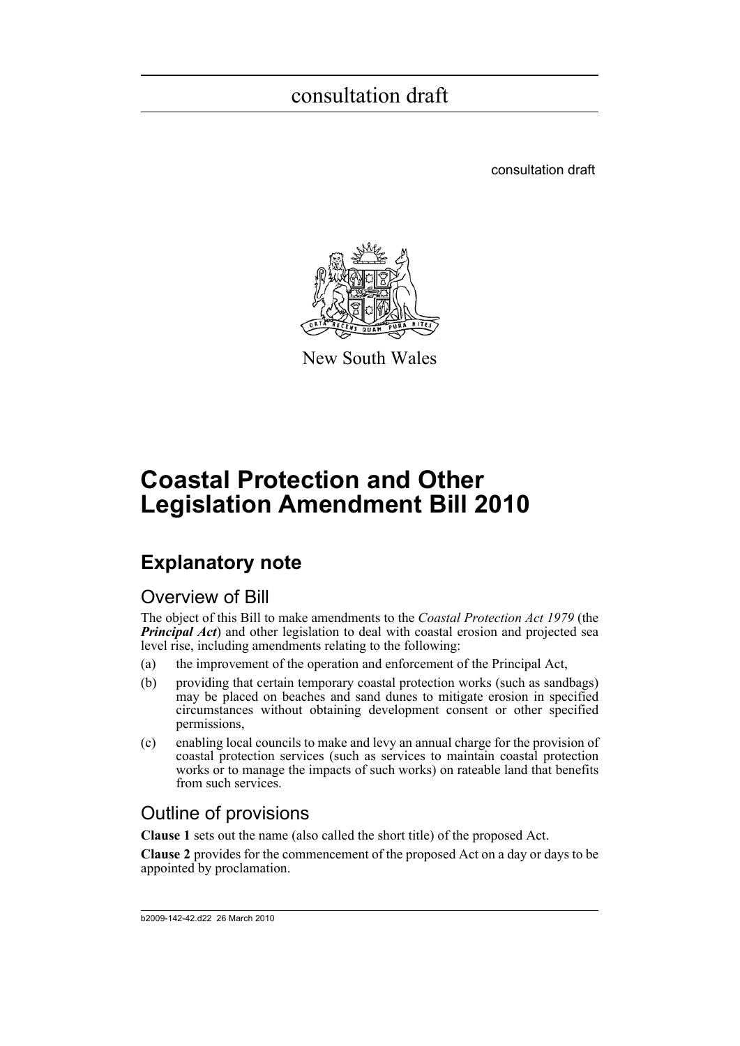consultation draft

New South Wales

# Coastal Protection and Other Legislation Amendment Bill 2010

## Explanatory note

### Overview of Bill

The object of this Bill to make amendments to the *Coastal Protection Act 1979* (the ***Principal Act***) and other legislation to deal with coastal erosion and projected sea level rise, including amendments relating to the following:

(a) the improvement of the operation and enforcement of the Principal Act,

(b) providing that certain temporary coastal protection works (such as sandbags) may be placed on beaches and sand dunes to mitigate erosion in specified circumstances without obtaining development consent or other specified permissions,

(c) enabling local councils to make and levy an annual charge for the provision of coastal protection services (such as services to maintain coastal protection works or to manage the impacts of such works) on rateable land that benefits from such services.

### Outline of provisions

**Clause 1** sets out the name (also called the short title) of the proposed Act.

**Clause 2** provides for the commencement of the proposed Act on a day or days to be appointed by proclamation.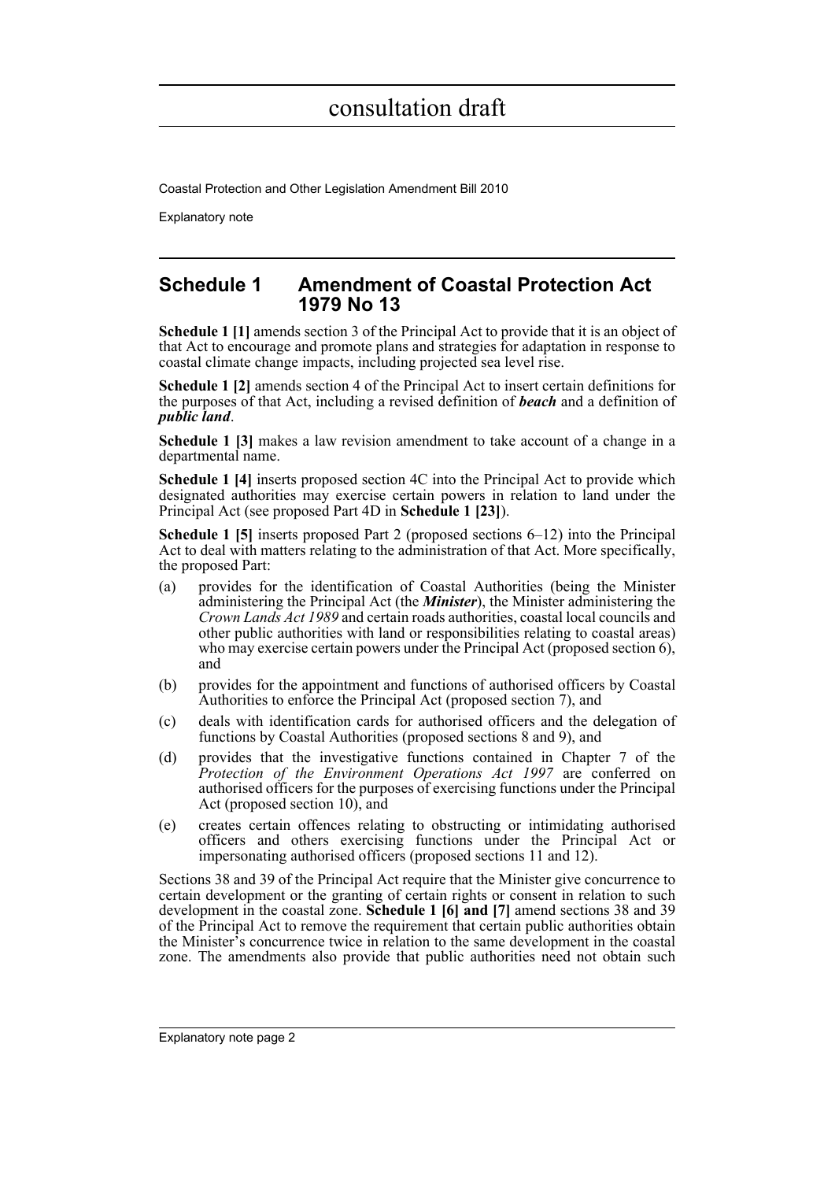## Schedule 1 Amendment of Coastal Protection Act 1979 No 13

**Schedule 1 [1]** amends section 3 of the Principal Act to provide that it is an object of that Act to encourage and promote plans and strategies for adaptation in response to coastal climate change impacts, including projected sea level rise.

**Schedule 1 [2]** amends section 4 of the Principal Act to insert certain definitions for the purposes of that Act, including a revised definition of ***beach*** and a definition of ***public land***.

**Schedule 1 [3]** makes a law revision amendment to take account of a change in a departmental name.

**Schedule 1 [4]** inserts proposed section 4C into the Principal Act to provide which designated authorities may exercise certain powers in relation to land under the Principal Act (see proposed Part 4D in **Schedule 1 [23]**).

**Schedule 1 [5]** inserts proposed Part 2 (proposed sections 6–12) into the Principal Act to deal with matters relating to the administration of that Act. More specifically, the proposed Part:

(a) provides for the identification of Coastal Authorities (being the Minister administering the Principal Act (the ***Minister***), the Minister administering the *Crown Lands Act 1989* and certain roads authorities, coastal local councils and other public authorities with land or responsibilities relating to coastal areas) who may exercise certain powers under the Principal Act (proposed section 6), and

(b) provides for the appointment and functions of authorised officers by Coastal Authorities to enforce the Principal Act (proposed section 7), and

(c) deals with identification cards for authorised officers and the delegation of functions by Coastal Authorities (proposed sections 8 and 9), and

(d) provides that the investigative functions contained in Chapter 7 of the *Protection of the Environment Operations Act 1997* are conferred on authorised officers for the purposes of exercising functions under the Principal Act (proposed section 10), and

(e) creates certain offences relating to obstructing or intimidating authorised officers and others exercising functions under the Principal Act or impersonating authorised officers (proposed sections 11 and 12).

Sections 38 and 39 of the Principal Act require that the Minister give concurrence to certain development or the granting of certain rights or consent in relation to such development in the coastal zone. **Schedule 1 [6] and [7]** amend sections 38 and 39 of the Principal Act to remove the requirement that certain public authorities obtain the Minister's concurrence twice in relation to the same development in the coastal zone. The amendments also provide that public authorities need not obtain such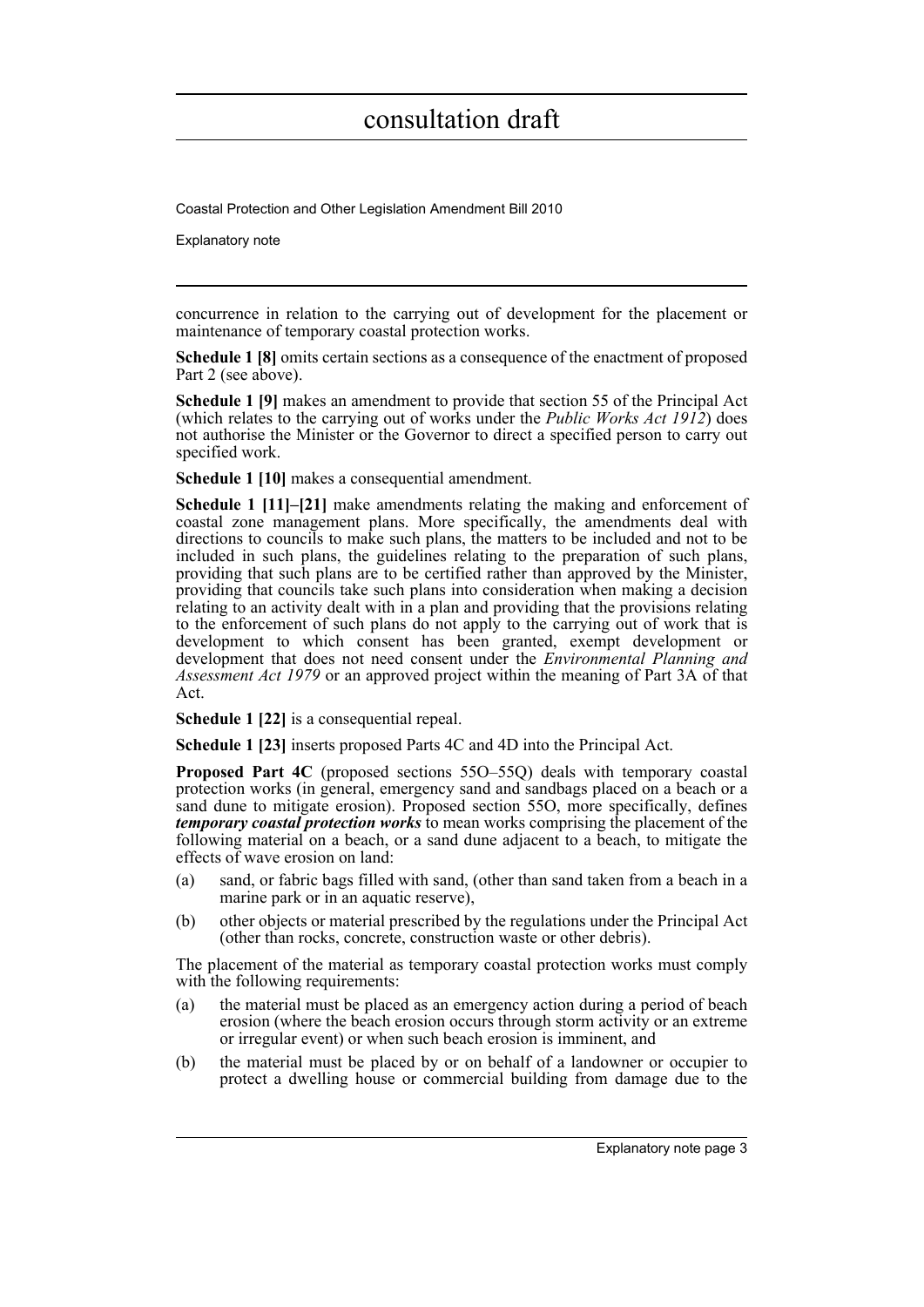concurrence in relation to the carrying out of development for the placement or maintenance of temporary coastal protection works.

**Schedule 1 [8]** omits certain sections as a consequence of the enactment of proposed Part 2 (see above).

**Schedule 1 [9]** makes an amendment to provide that section 55 of the Principal Act (which relates to the carrying out of works under the *Public Works Act 1912*) does not authorise the Minister or the Governor to direct a specified person to carry out specified work.

**Schedule 1 [10]** makes a consequential amendment.

**Schedule 1 [11]–[21]** make amendments relating the making and enforcement of coastal zone management plans. More specifically, the amendments deal with directions to councils to make such plans, the matters to be included and not to be included in such plans, the guidelines relating to the preparation of such plans, providing that such plans are to be certified rather than approved by the Minister, providing that councils take such plans into consideration when making a decision relating to an activity dealt with in a plan and providing that the provisions relating to the enforcement of such plans do not apply to the carrying out of work that is development to which consent has been granted, exempt development or development that does not need consent under the *Environmental Planning and Assessment Act 1979* or an approved project within the meaning of Part 3A of that Act.

**Schedule 1 [22]** is a consequential repeal.

**Schedule 1 [23]** inserts proposed Parts 4C and 4D into the Principal Act.

**Proposed Part 4C** (proposed sections 55O–55Q) deals with temporary coastal protection works (in general, emergency sand and sandbags placed on a beach or a sand dune to mitigate erosion). Proposed section 55O, more specifically, defines ***temporary coastal protection works*** to mean works comprising the placement of the following material on a beach, or a sand dune adjacent to a beach, to mitigate the effects of wave erosion on land:

(a) sand, or fabric bags filled with sand, (other than sand taken from a beach in a marine park or in an aquatic reserve),

(b) other objects or material prescribed by the regulations under the Principal Act (other than rocks, concrete, construction waste or other debris).

The placement of the material as temporary coastal protection works must comply with the following requirements:

(a) the material must be placed as an emergency action during a period of beach erosion (where the beach erosion occurs through storm activity or an extreme or irregular event) or when such beach erosion is imminent, and

(b) the material must be placed by or on behalf of a landowner or occupier to protect a dwelling house or commercial building from damage due to the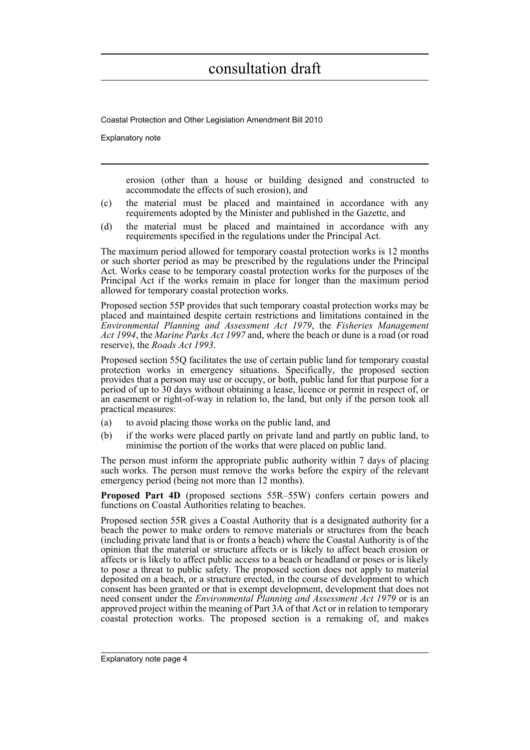erosion (other than a house or building designed and constructed to accommodate the effects of such erosion), and

(c) the material must be placed and maintained in accordance with any requirements adopted by the Minister and published in the Gazette, and

(d) the material must be placed and maintained in accordance with any requirements specified in the regulations under the Principal Act.

The maximum period allowed for temporary coastal protection works is 12 months or such shorter period as may be prescribed by the regulations under the Principal Act. Works cease to be temporary coastal protection works for the purposes of the Principal Act if the works remain in place for longer than the maximum period allowed for temporary coastal protection works.

Proposed section 55P provides that such temporary coastal protection works may be placed and maintained despite certain restrictions and limitations contained in the *Environmental Planning and Assessment Act 1979*, the *Fisheries Management Act 1994*, the *Marine Parks Act 1997* and, where the beach or dune is a road (or road reserve), the *Roads Act 1993*.

Proposed section 55Q facilitates the use of certain public land for temporary coastal protection works in emergency situations. Specifically, the proposed section provides that a person may use or occupy, or both, public land for that purpose for a period of up to 30 days without obtaining a lease, licence or permit in respect of, or an easement or right-of-way in relation to, the land, but only if the person took all practical measures:

(a) to avoid placing those works on the public land, and

(b) if the works were placed partly on private land and partly on public land, to minimise the portion of the works that were placed on public land.

The person must inform the appropriate public authority within 7 days of placing such works. The person must remove the works before the expiry of the relevant emergency period (being not more than 12 months).

**Proposed Part 4D** (proposed sections 55R–55W) confers certain powers and functions on Coastal Authorities relating to beaches.

Proposed section 55R gives a Coastal Authority that is a designated authority for a beach the power to make orders to remove materials or structures from the beach (including private land that is or fronts a beach) where the Coastal Authority is of the opinion that the material or structure affects or is likely to affect beach erosion or affects or is likely to affect public access to a beach or headland or poses or is likely to pose a threat to public safety. The proposed section does not apply to material deposited on a beach, or a structure erected, in the course of development to which consent has been granted or that is exempt development, development that does not need consent under the *Environmental Planning and Assessment Act 1979* or is an approved project within the meaning of Part 3A of that Act or in relation to temporary coastal protection works. The proposed section is a remaking of, and makes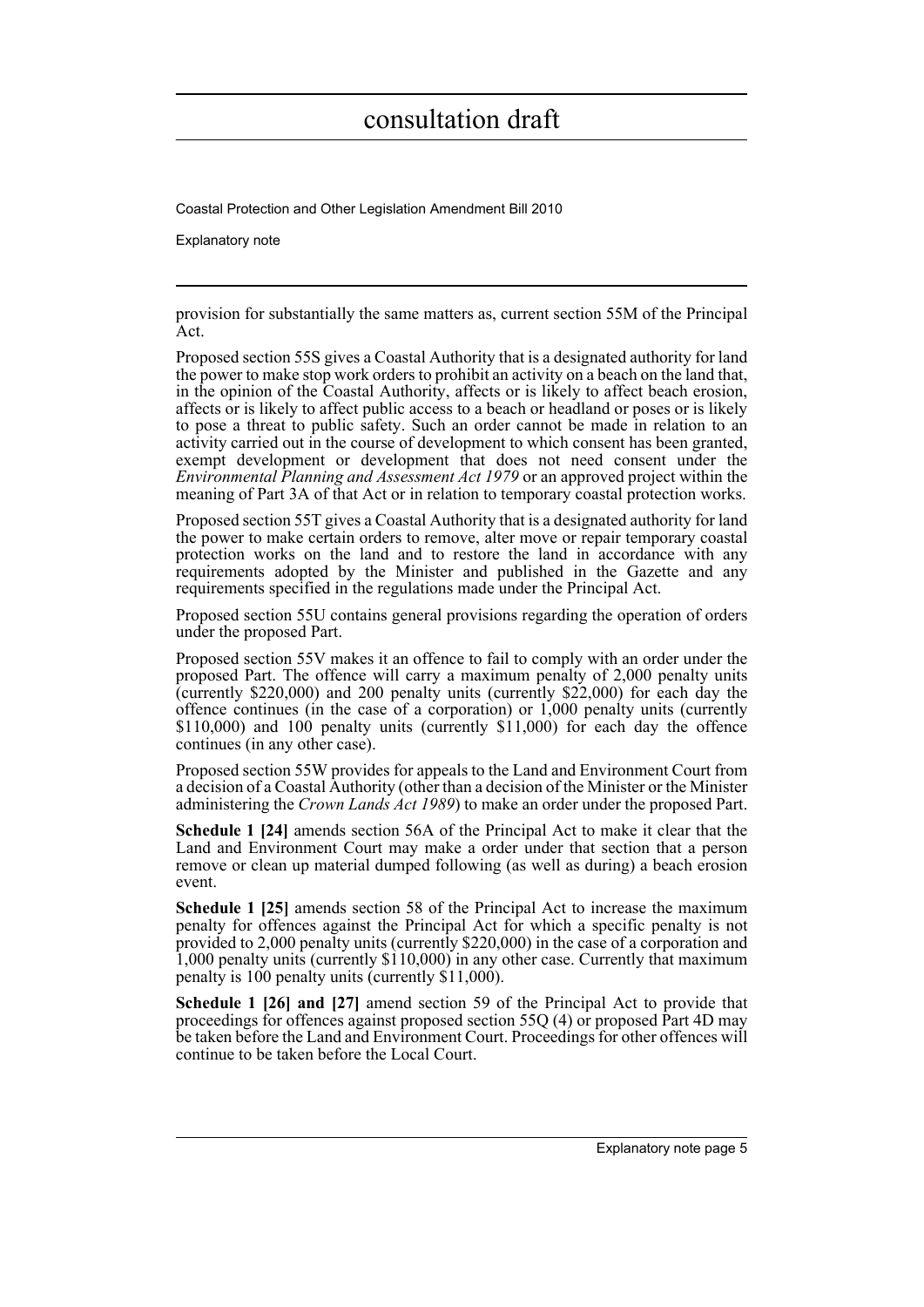provision for substantially the same matters as, current section 55M of the Principal Act.

Proposed section 55S gives a Coastal Authority that is a designated authority for land the power to make stop work orders to prohibit an activity on a beach on the land that, in the opinion of the Coastal Authority, affects or is likely to affect beach erosion, affects or is likely to affect public access to a beach or headland or poses or is likely to pose a threat to public safety. Such an order cannot be made in relation to an activity carried out in the course of development to which consent has been granted, exempt development or development that does not need consent under the *Environmental Planning and Assessment Act 1979* or an approved project within the meaning of Part 3A of that Act or in relation to temporary coastal protection works.

Proposed section 55T gives a Coastal Authority that is a designated authority for land the power to make certain orders to remove, alter move or repair temporary coastal protection works on the land and to restore the land in accordance with any requirements adopted by the Minister and published in the Gazette and any requirements specified in the regulations made under the Principal Act.

Proposed section 55U contains general provisions regarding the operation of orders under the proposed Part.

Proposed section 55V makes it an offence to fail to comply with an order under the proposed Part. The offence will carry a maximum penalty of 2,000 penalty units (currently $220,000) and 200 penalty units (currently $22,000) for each day the offence continues (in the case of a corporation) or 1,000 penalty units (currently $110,000) and 100 penalty units (currently $11,000) for each day the offence continues (in any other case).

Proposed section 55W provides for appeals to the Land and Environment Court from a decision of a Coastal Authority (other than a decision of the Minister or the Minister administering the *Crown Lands Act 1989*) to make an order under the proposed Part.

**Schedule 1 [24]** amends section 56A of the Principal Act to make it clear that the Land and Environment Court may make a order under that section that a person remove or clean up material dumped following (as well as during) a beach erosion event.

**Schedule 1 [25]** amends section 58 of the Principal Act to increase the maximum penalty for offences against the Principal Act for which a specific penalty is not provided to 2,000 penalty units (currently $220,000) in the case of a corporation and 1,000 penalty units (currently $110,000) in any other case. Currently that maximum penalty is 100 penalty units (currently $11,000).

**Schedule 1 [26] and [27]** amend section 59 of the Principal Act to provide that proceedings for offences against proposed section 55Q (4) or proposed Part 4D may be taken before the Land and Environment Court. Proceedings for other offences will continue to be taken before the Local Court.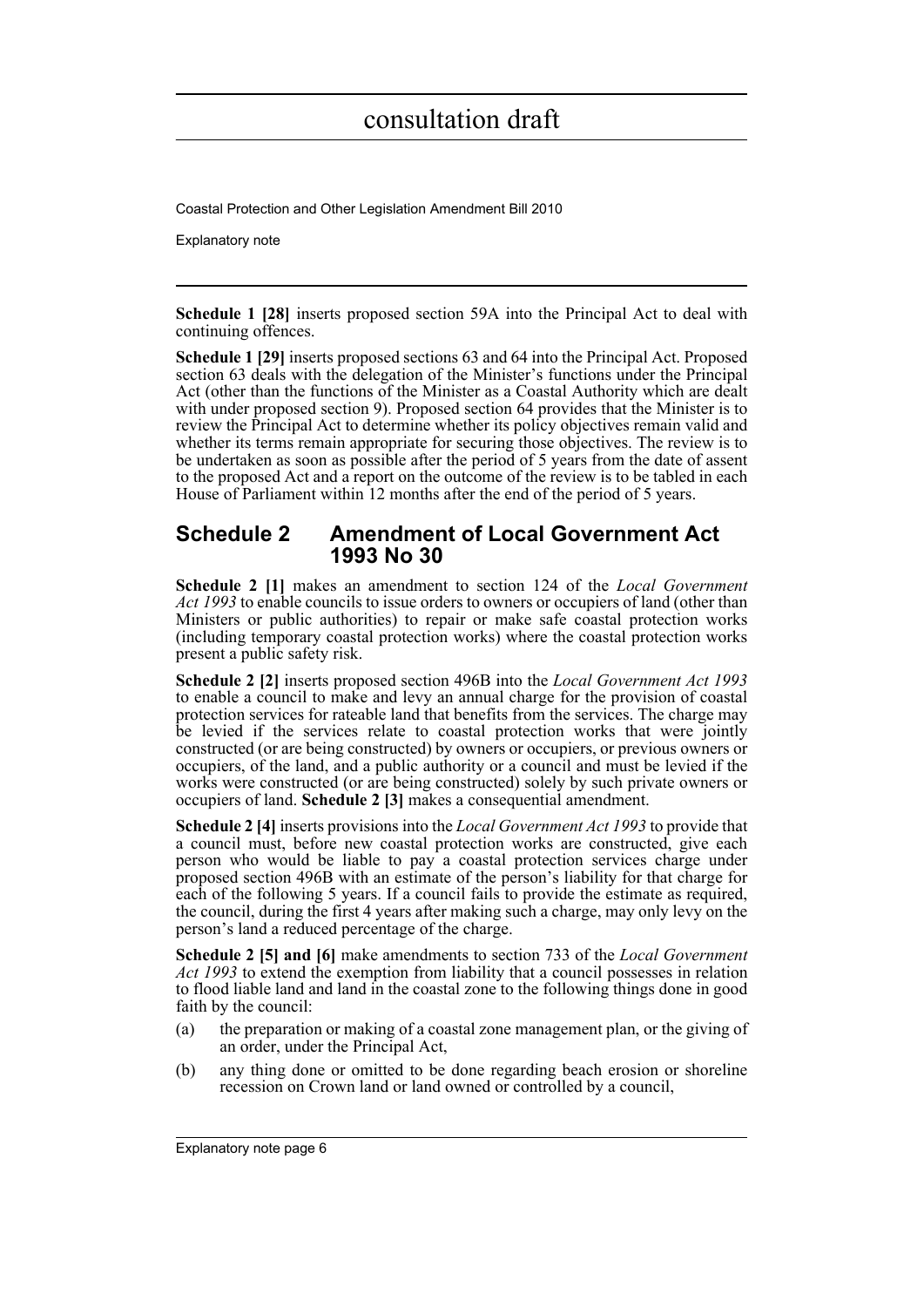**Schedule 1 [28]** inserts proposed section 59A into the Principal Act to deal with continuing offences.

**Schedule 1 [29]** inserts proposed sections 63 and 64 into the Principal Act. Proposed section 63 deals with the delegation of the Minister's functions under the Principal Act (other than the functions of the Minister as a Coastal Authority which are dealt with under proposed section 9). Proposed section 64 provides that the Minister is to review the Principal Act to determine whether its policy objectives remain valid and whether its terms remain appropriate for securing those objectives. The review is to be undertaken as soon as possible after the period of 5 years from the date of assent to the proposed Act and a report on the outcome of the review is to be tabled in each House of Parliament within 12 months after the end of the period of 5 years.

## Schedule 2 Amendment of Local Government Act 1993 No 30

**Schedule 2 [1]** makes an amendment to section 124 of the *Local Government Act 1993* to enable councils to issue orders to owners or occupiers of land (other than Ministers or public authorities) to repair or make safe coastal protection works (including temporary coastal protection works) where the coastal protection works present a public safety risk.

**Schedule 2 [2]** inserts proposed section 496B into the *Local Government Act 1993* to enable a council to make and levy an annual charge for the provision of coastal protection services for rateable land that benefits from the services. The charge may be levied if the services relate to coastal protection works that were jointly constructed (or are being constructed) by owners or occupiers, or previous owners or occupiers, of the land, and a public authority or a council and must be levied if the works were constructed (or are being constructed) solely by such private owners or occupiers of land. **Schedule 2 [3]** makes a consequential amendment.

**Schedule 2 [4]** inserts provisions into the *Local Government Act 1993* to provide that a council must, before new coastal protection works are constructed, give each person who would be liable to pay a coastal protection services charge under proposed section 496B with an estimate of the person's liability for that charge for each of the following 5 years. If a council fails to provide the estimate as required, the council, during the first 4 years after making such a charge, may only levy on the person's land a reduced percentage of the charge.

**Schedule 2 [5] and [6]** make amendments to section 733 of the *Local Government Act 1993* to extend the exemption from liability that a council possesses in relation to flood liable land and land in the coastal zone to the following things done in good faith by the council:

(a) the preparation or making of a coastal zone management plan, or the giving of an order, under the Principal Act,

(b) any thing done or omitted to be done regarding beach erosion or shoreline recession on Crown land or land owned or controlled by a council,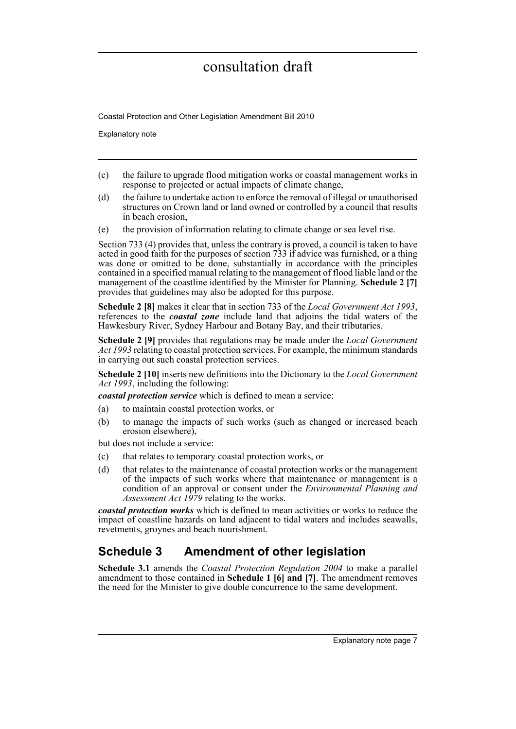(c) the failure to upgrade flood mitigation works or coastal management works in response to projected or actual impacts of climate change,

(d) the failure to undertake action to enforce the removal of illegal or unauthorised structures on Crown land or land owned or controlled by a council that results in beach erosion,

(e) the provision of information relating to climate change or sea level rise.

Section 733 (4) provides that, unless the contrary is proved, a council is taken to have acted in good faith for the purposes of section 733 if advice was furnished, or a thing was done or omitted to be done, substantially in accordance with the principles contained in a specified manual relating to the management of flood liable land or the management of the coastline identified by the Minister for Planning. **Schedule 2 [7]** provides that guidelines may also be adopted for this purpose.

**Schedule 2 [8]** makes it clear that in section 733 of the *Local Government Act 1993*, references to the ***coastal zone*** include land that adjoins the tidal waters of the Hawkesbury River, Sydney Harbour and Botany Bay, and their tributaries.

**Schedule 2 [9]** provides that regulations may be made under the *Local Government Act 1993* relating to coastal protection services. For example, the minimum standards in carrying out such coastal protection services.

**Schedule 2 [10]** inserts new definitions into the Dictionary to the *Local Government Act 1993*, including the following:

***coastal protection service*** which is defined to mean a service:

(a) to maintain coastal protection works, or

(b) to manage the impacts of such works (such as changed or increased beach erosion elsewhere),

but does not include a service:

(c) that relates to temporary coastal protection works, or

(d) that relates to the maintenance of coastal protection works or the management of the impacts of such works where that maintenance or management is a condition of an approval or consent under the *Environmental Planning and Assessment Act 1979* relating to the works.

***coastal protection works*** which is defined to mean activities or works to reduce the impact of coastline hazards on land adjacent to tidal waters and includes seawalls, revetments, groynes and beach nourishment.

## Schedule 3 Amendment of other legislation

**Schedule 3.1** amends the *Coastal Protection Regulation 2004* to make a parallel amendment to those contained in **Schedule 1 [6] and [7]**. The amendment removes the need for the Minister to give double concurrence to the same development.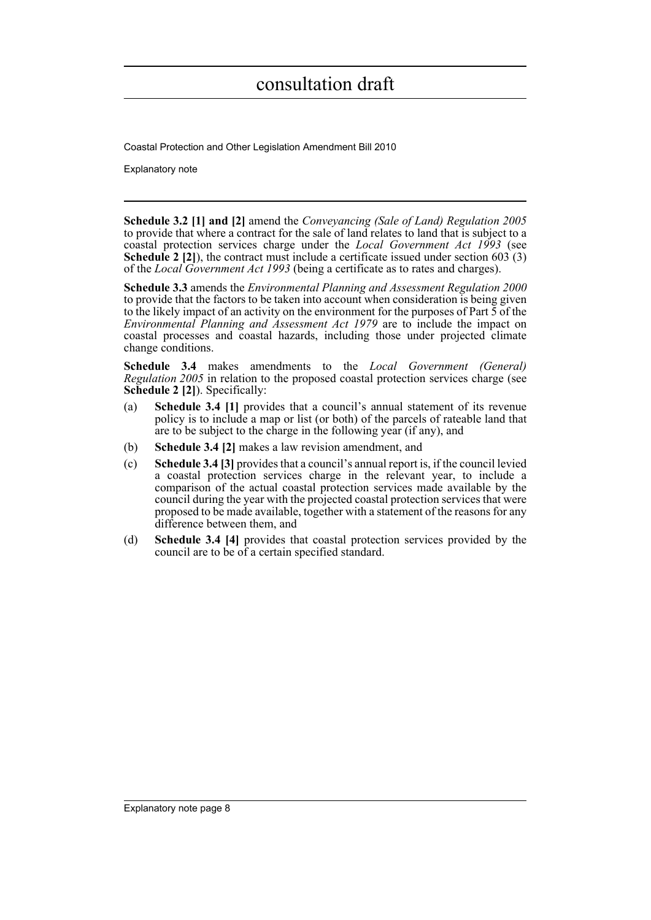**Schedule 3.2 [1] and [2]** amend the *Conveyancing (Sale of Land) Regulation 2005* to provide that where a contract for the sale of land relates to land that is subject to a coastal protection services charge under the *Local Government Act 1993* (see **Schedule 2 [2]**), the contract must include a certificate issued under section 603 (3) of the *Local Government Act 1993* (being a certificate as to rates and charges).

**Schedule 3.3** amends the *Environmental Planning and Assessment Regulation 2000* to provide that the factors to be taken into account when consideration is being given to the likely impact of an activity on the environment for the purposes of Part 5 of the *Environmental Planning and Assessment Act 1979* are to include the impact on coastal processes and coastal hazards, including those under projected climate change conditions.

**Schedule 3.4** makes amendments to the *Local Government (General) Regulation 2005* in relation to the proposed coastal protection services charge (see **Schedule 2 [2]**). Specifically:

(a) **Schedule 3.4 [1]** provides that a council's annual statement of its revenue policy is to include a map or list (or both) of the parcels of rateable land that are to be subject to the charge in the following year (if any), and

(b) **Schedule 3.4 [2]** makes a law revision amendment, and

(c) **Schedule 3.4 [3]** provides that a council's annual report is, if the council levied a coastal protection services charge in the relevant year, to include a comparison of the actual coastal protection services made available by the council during the year with the projected coastal protection services that were proposed to be made available, together with a statement of the reasons for any difference between them, and

(d) **Schedule 3.4 [4]** provides that coastal protection services provided by the council are to be of a certain specified standard.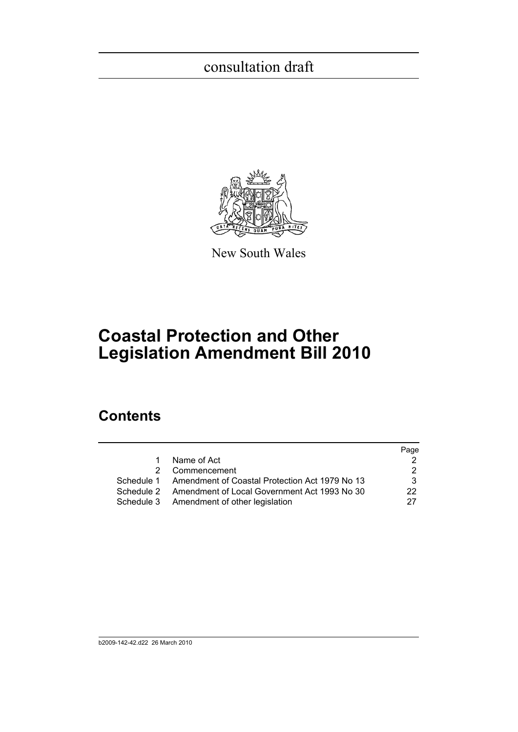consultation draft

New South Wales

# Coastal Protection and Other Legislation Amendment Bill 2010

## Contents

| | | Page |
|---|---|---|
| 1 | Name of Act | 2 |
| 2 | Commencement | 2 |
| Schedule 1 | Amendment of Coastal Protection Act 1979 No 13 | 3 |
| Schedule 2 | Amendment of Local Government Act 1993 No 30 | 22 |
| Schedule 3 | Amendment of other legislation | 27 |

b2009-142-42.d22 26 March 2010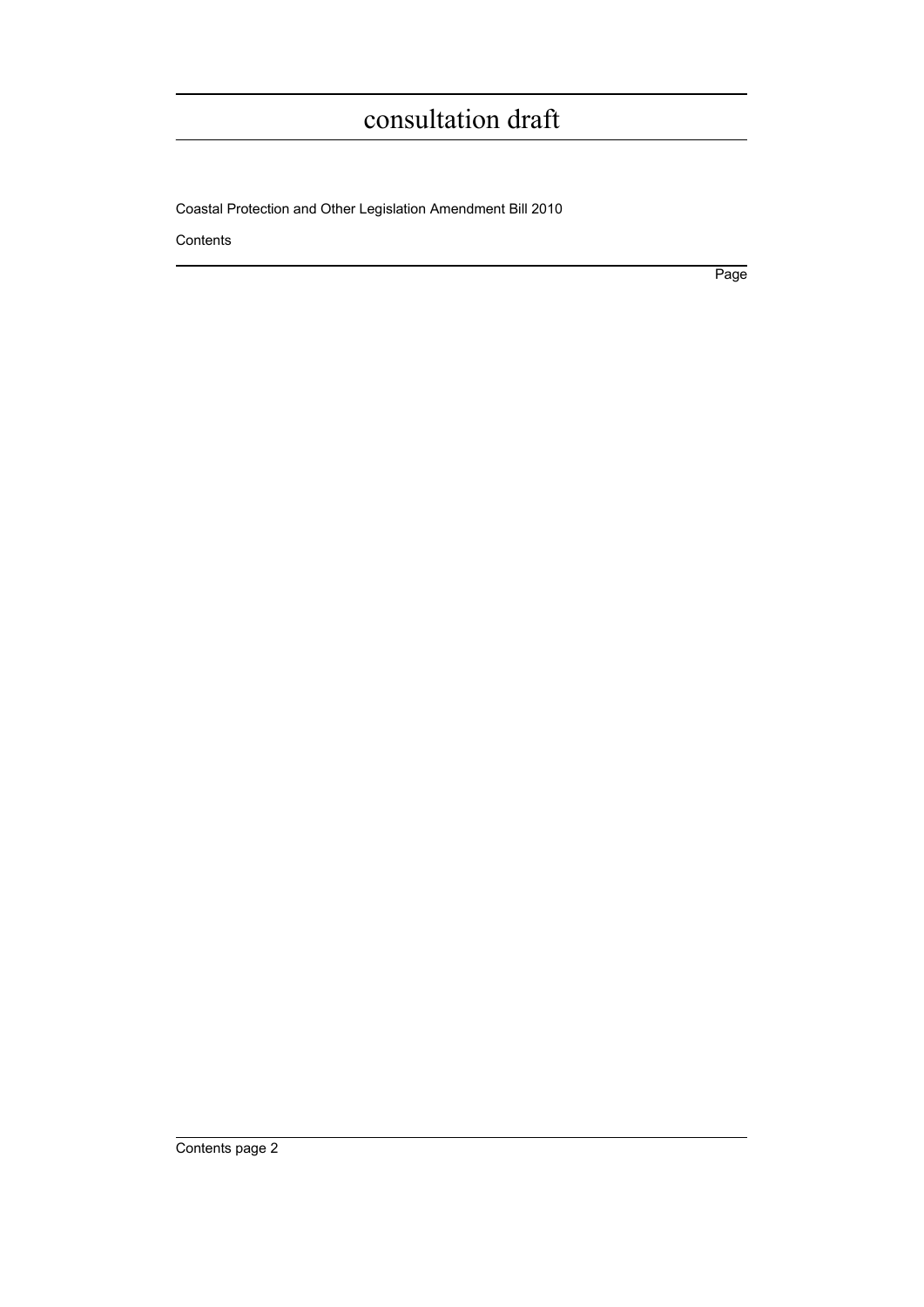Coastal Protection and Other Legislation Amendment Bill 2010

Contents

Page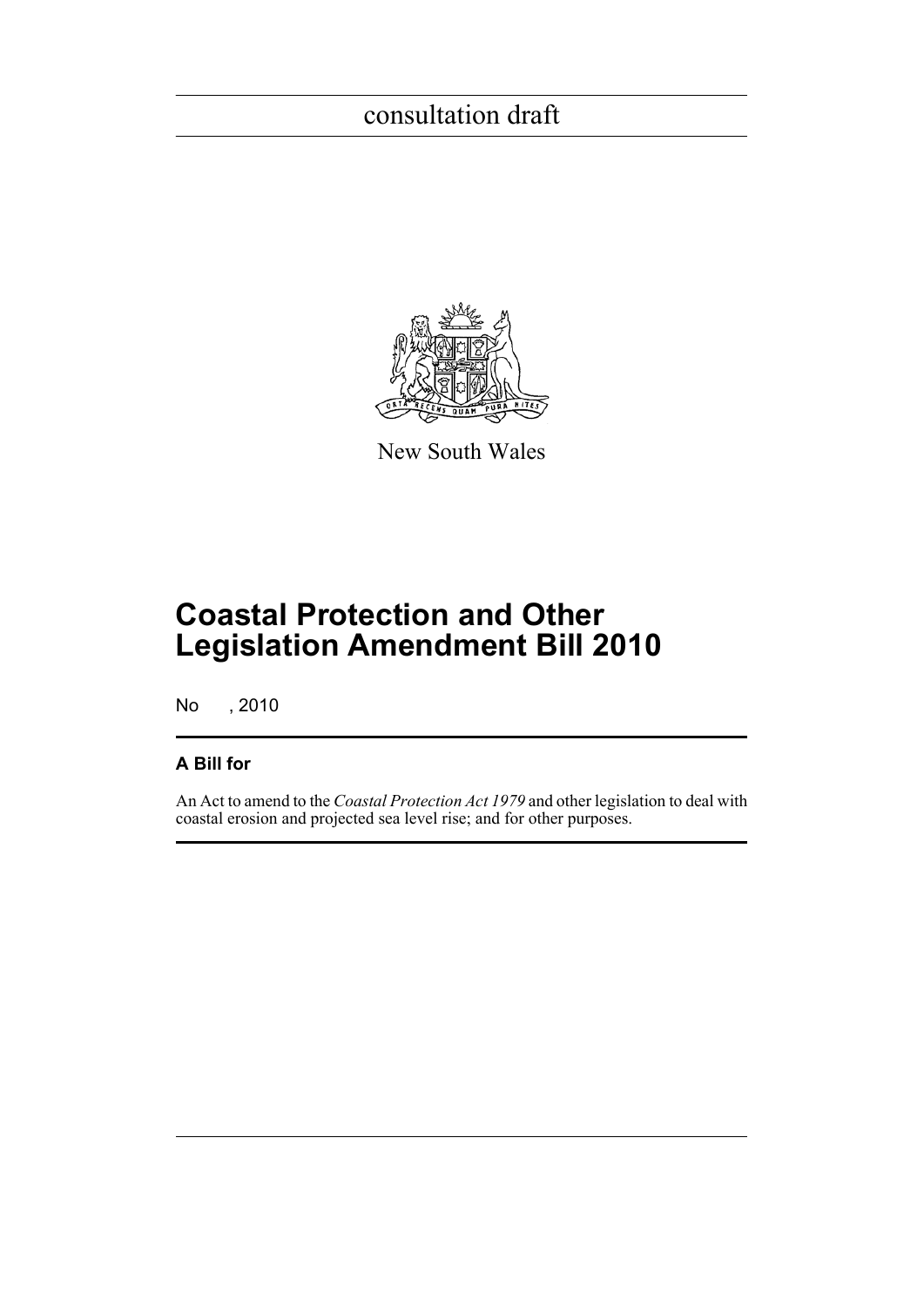consultation draft

New South Wales

# Coastal Protection and Other Legislation Amendment Bill 2010

No , 2010

## A Bill for

An Act to amend to the *Coastal Protection Act 1979* and other legislation to deal with coastal erosion and projected sea level rise; and for other purposes.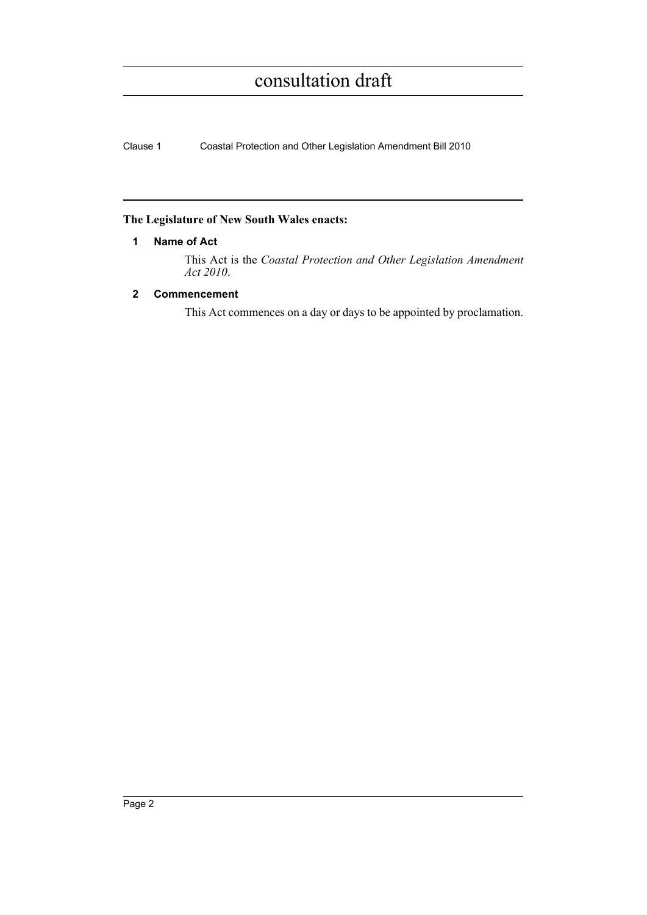**The Legislature of New South Wales enacts:**

### 1 Name of Act

This Act is the *Coastal Protection and Other Legislation Amendment Act 2010*.

### 2 Commencement

This Act commences on a day or days to be appointed by proclamation.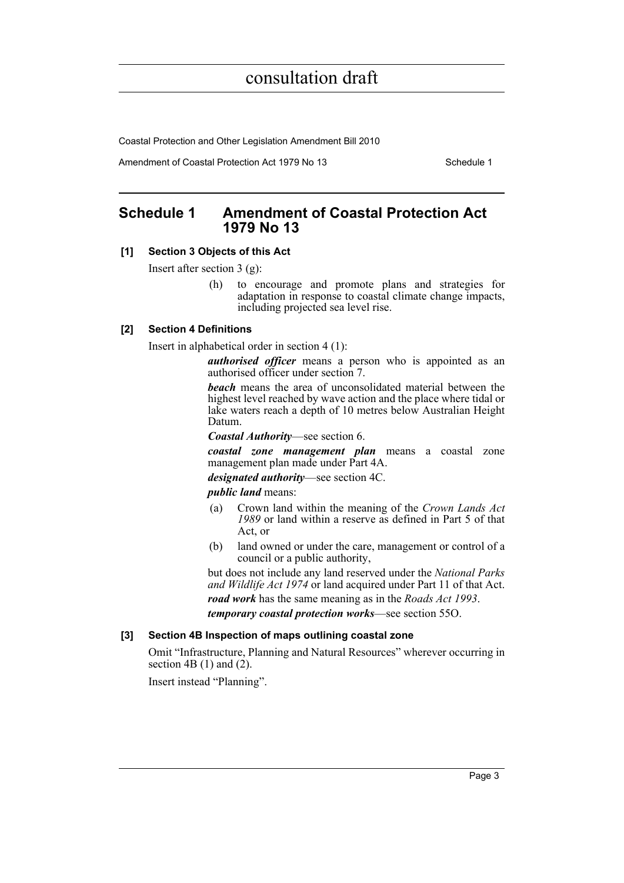## Schedule 1 Amendment of Coastal Protection Act 1979 No 13

### [1] Section 3 Objects of this Act

Insert after section 3 (g):

> (h) to encourage and promote plans and strategies for adaptation in response to coastal climate change impacts, including projected sea level rise.

### [2] Section 4 Definitions

Insert in alphabetical order in section 4 (1):

> ***authorised officer*** means a person who is appointed as an authorised officer under section 7.
>
> ***beach*** means the area of unconsolidated material between the highest level reached by wave action and the place where tidal or lake waters reach a depth of 10 metres below Australian Height Datum.
>
> ***Coastal Authority***—see section 6.
>
> ***coastal zone management plan*** means a coastal zone management plan made under Part 4A.
>
> ***designated authority***—see section 4C.
>
> ***public land*** means:
>
> (a) Crown land within the meaning of the *Crown Lands Act 1989* or land within a reserve as defined in Part 5 of that Act, or
>
> (b) land owned or under the care, management or control of a council or a public authority,
>
> but does not include any land reserved under the *National Parks and Wildlife Act 1974* or land acquired under Part 11 of that Act.
>
> ***road work*** has the same meaning as in the *Roads Act 1993*.
>
> ***temporary coastal protection works***—see section 55O.

### [3] Section 4B Inspection of maps outlining coastal zone

Omit "Infrastructure, Planning and Natural Resources" wherever occurring in section 4B (1) and (2).

Insert instead "Planning".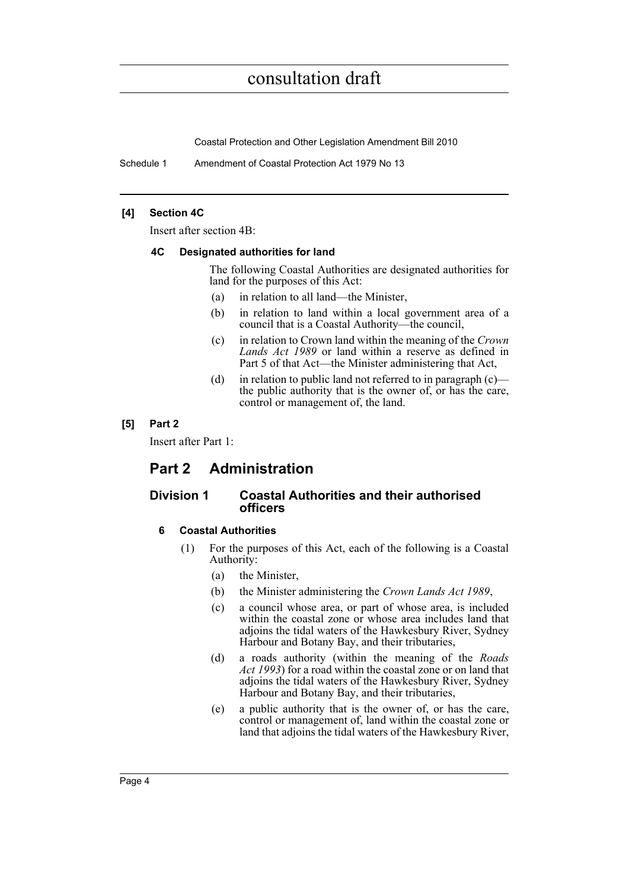**[4] Section 4C**

Insert after section 4B:

**4C Designated authorities for land**

The following Coastal Authorities are designated authorities for land for the purposes of this Act:

- (a) in relation to all land—the Minister,
- (b) in relation to land within a local government area of a council that is a Coastal Authority—the council,
- (c) in relation to Crown land within the meaning of the *Crown Lands Act 1989* or land within a reserve as defined in Part 5 of that Act—the Minister administering that Act,
- (d) in relation to public land not referred to in paragraph (c)—the public authority that is the owner of, or has the care, control or management of, the land.

**[5] Part 2**

Insert after Part 1:

## Part 2 Administration

### Division 1 Coastal Authorities and their authorised officers

**6 Coastal Authorities**

(1) For the purposes of this Act, each of the following is a Coastal Authority:

- (a) the Minister,
- (b) the Minister administering the *Crown Lands Act 1989*,
- (c) a council whose area, or part of whose area, is included within the coastal zone or whose area includes land that adjoins the tidal waters of the Hawkesbury River, Sydney Harbour and Botany Bay, and their tributaries,
- (d) a roads authority (within the meaning of the *Roads Act 1993*) for a road within the coastal zone or on land that adjoins the tidal waters of the Hawkesbury River, Sydney Harbour and Botany Bay, and their tributaries,
- (e) a public authority that is the owner of, or has the care, control or management of, land within the coastal zone or land that adjoins the tidal waters of the Hawkesbury River,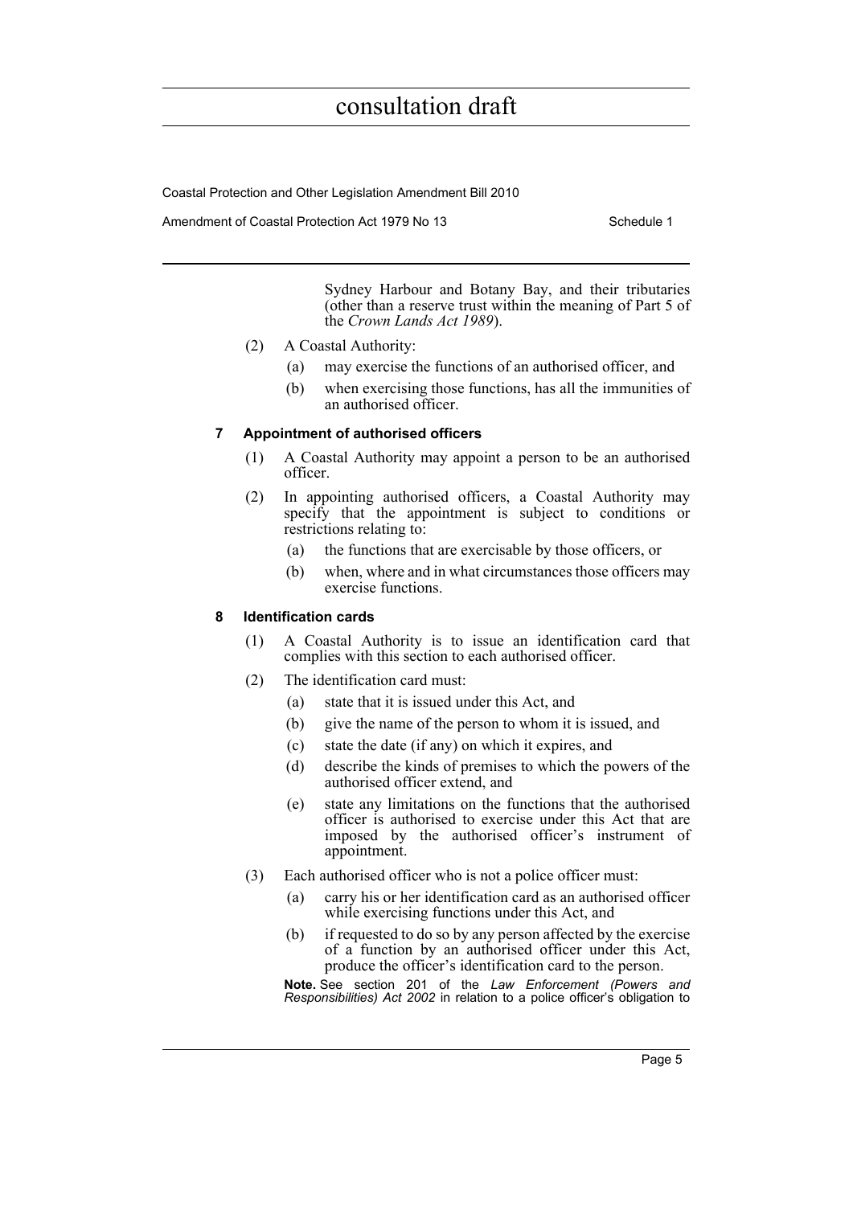Sydney Harbour and Botany Bay, and their tributaries (other than a reserve trust within the meaning of Part 5 of the *Crown Lands Act 1989*).

(2) A Coastal Authority:

- (a) may exercise the functions of an authorised officer, and
- (b) when exercising those functions, has all the immunities of an authorised officer.

### 7 Appointment of authorised officers

(1) A Coastal Authority may appoint a person to be an authorised officer.

(2) In appointing authorised officers, a Coastal Authority may specify that the appointment is subject to conditions or restrictions relating to:

- (a) the functions that are exercisable by those officers, or
- (b) when, where and in what circumstances those officers may exercise functions.

### 8 Identification cards

(1) A Coastal Authority is to issue an identification card that complies with this section to each authorised officer.

(2) The identification card must:

- (a) state that it is issued under this Act, and
- (b) give the name of the person to whom it is issued, and
- (c) state the date (if any) on which it expires, and
- (d) describe the kinds of premises to which the powers of the authorised officer extend, and
- (e) state any limitations on the functions that the authorised officer is authorised to exercise under this Act that are imposed by the authorised officer's instrument of appointment.

(3) Each authorised officer who is not a police officer must:

- (a) carry his or her identification card as an authorised officer while exercising functions under this Act, and
- (b) if requested to do so by any person affected by the exercise of a function by an authorised officer under this Act, produce the officer's identification card to the person.

**Note.** See section 201 of the *Law Enforcement (Powers and Responsibilities) Act 2002* in relation to a police officer's obligation to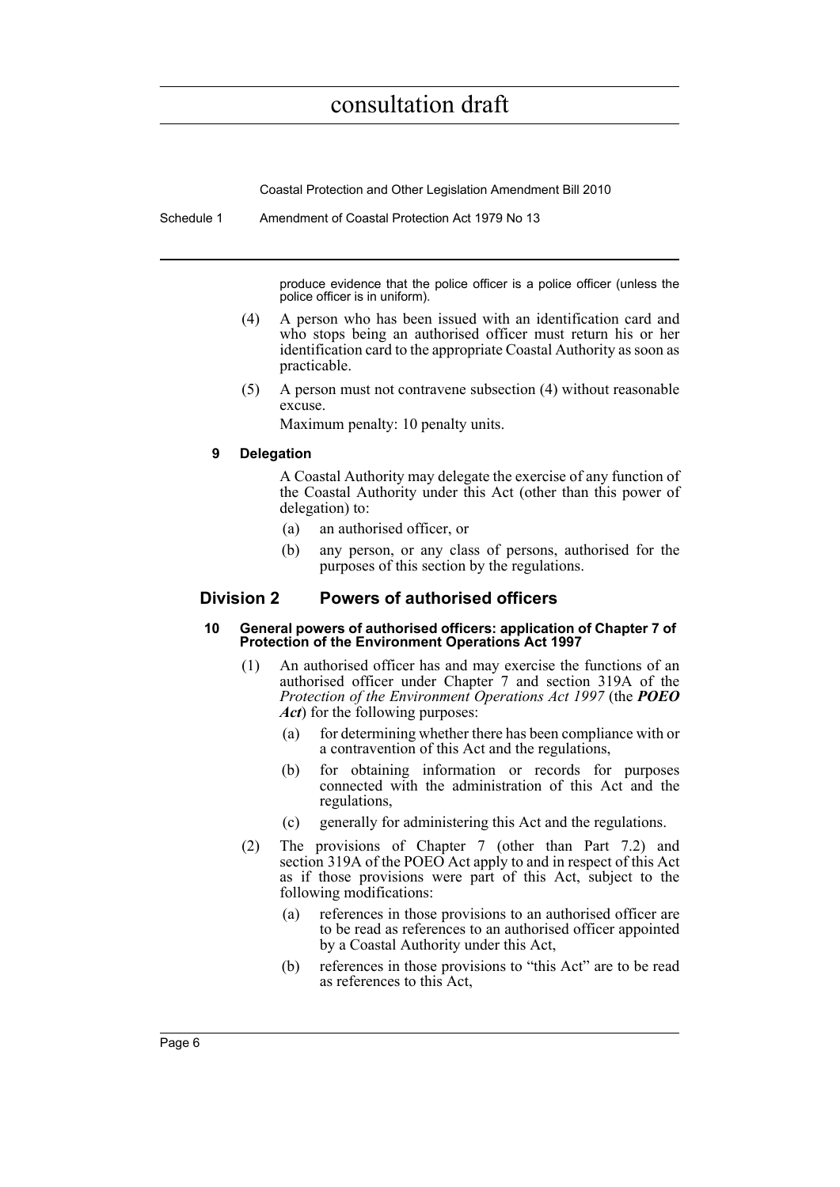produce evidence that the police officer is a police officer (unless the police officer is in uniform).

(4) A person who has been issued with an identification card and who stops being an authorised officer must return his or her identification card to the appropriate Coastal Authority as soon as practicable.

(5) A person must not contravene subsection (4) without reasonable excuse.

Maximum penalty: 10 penalty units.

**9 Delegation**

A Coastal Authority may delegate the exercise of any function of the Coastal Authority under this Act (other than this power of delegation) to:

(a) an authorised officer, or

(b) any person, or any class of persons, authorised for the purposes of this section by the regulations.

## Division 2 Powers of authorised officers

**10 General powers of authorised officers: application of Chapter 7 of Protection of the Environment Operations Act 1997**

(1) An authorised officer has and may exercise the functions of an authorised officer under Chapter 7 and section 319A of the *Protection of the Environment Operations Act 1997* (the ***POEO Act***) for the following purposes:

(a) for determining whether there has been compliance with or a contravention of this Act and the regulations,

(b) for obtaining information or records for purposes connected with the administration of this Act and the regulations,

(c) generally for administering this Act and the regulations.

(2) The provisions of Chapter 7 (other than Part 7.2) and section 319A of the POEO Act apply to and in respect of this Act as if those provisions were part of this Act, subject to the following modifications:

(a) references in those provisions to an authorised officer are to be read as references to an authorised officer appointed by a Coastal Authority under this Act,

(b) references in those provisions to "this Act" are to be read as references to this Act,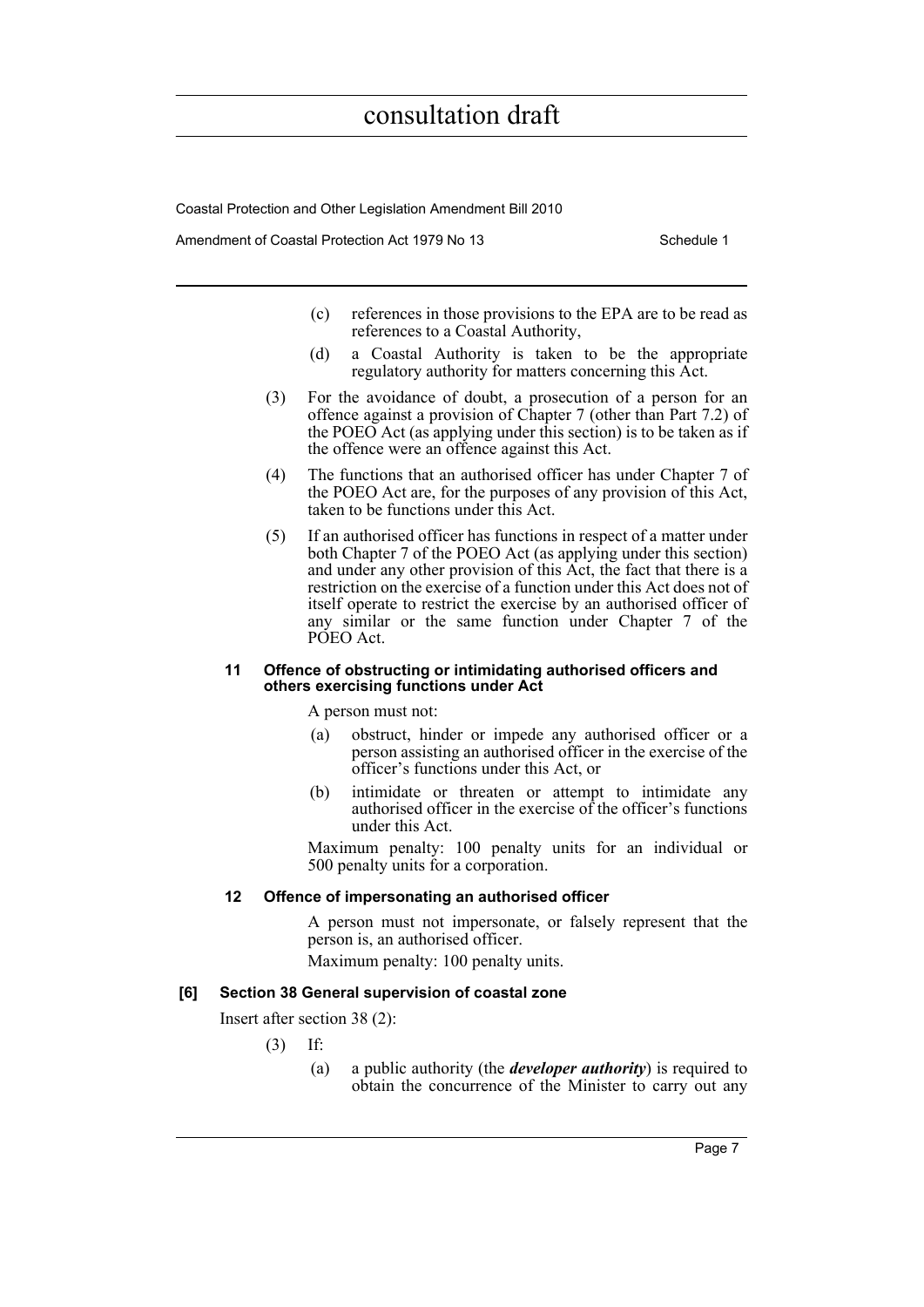(c) references in those provisions to the EPA are to be read as references to a Coastal Authority,

(d) a Coastal Authority is taken to be the appropriate regulatory authority for matters concerning this Act.

(3) For the avoidance of doubt, a prosecution of a person for an offence against a provision of Chapter 7 (other than Part 7.2) of the POEO Act (as applying under this section) is to be taken as if the offence were an offence against this Act.

(4) The functions that an authorised officer has under Chapter 7 of the POEO Act are, for the purposes of any provision of this Act, taken to be functions under this Act.

(5) If an authorised officer has functions in respect of a matter under both Chapter 7 of the POEO Act (as applying under this section) and under any other provision of this Act, the fact that there is a restriction on the exercise of a function under this Act does not of itself operate to restrict the exercise by an authorised officer of any similar or the same function under Chapter 7 of the POEO Act.

#### 11 Offence of obstructing or intimidating authorised officers and others exercising functions under Act

A person must not:

(a) obstruct, hinder or impede any authorised officer or a person assisting an authorised officer in the exercise of the officer's functions under this Act, or

(b) intimidate or threaten or attempt to intimidate any authorised officer in the exercise of the officer's functions under this Act.

Maximum penalty: 100 penalty units for an individual or 500 penalty units for a corporation.

#### 12 Offence of impersonating an authorised officer

A person must not impersonate, or falsely represent that the person is, an authorised officer.

Maximum penalty: 100 penalty units.

### [6] Section 38 General supervision of coastal zone

Insert after section 38 (2):

(3) If:

(a) a public authority (the ***developer authority***) is required to obtain the concurrence of the Minister to carry out any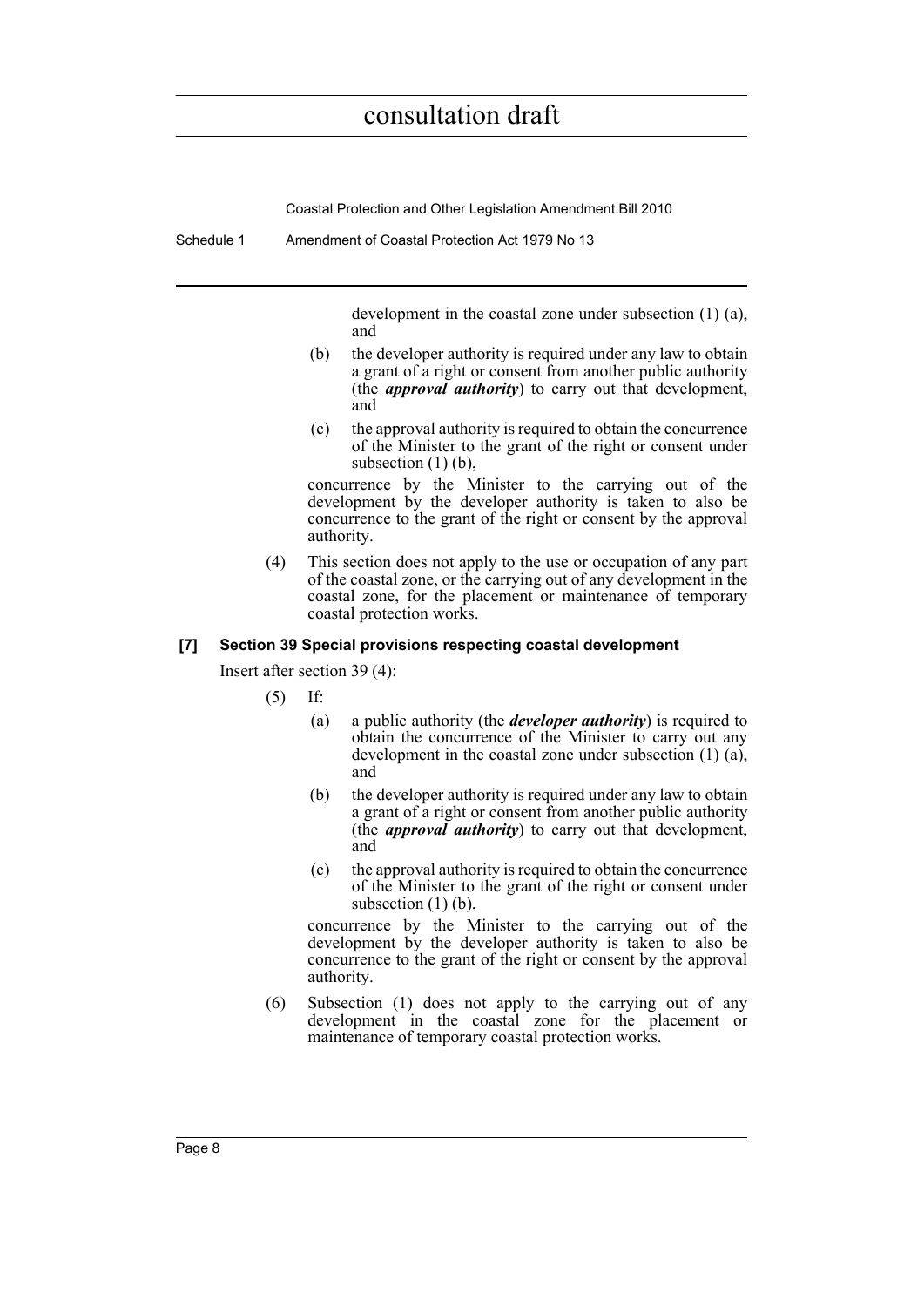development in the coastal zone under subsection (1) (a), and

(b) the developer authority is required under any law to obtain a grant of a right or consent from another public authority (the ***approval authority***) to carry out that development, and

(c) the approval authority is required to obtain the concurrence of the Minister to the grant of the right or consent under subsection (1) (b),

concurrence by the Minister to the carrying out of the development by the developer authority is taken to also be concurrence to the grant of the right or consent by the approval authority.

(4) This section does not apply to the use or occupation of any part of the coastal zone, or the carrying out of any development in the coastal zone, for the placement or maintenance of temporary coastal protection works.

**[7] Section 39 Special provisions respecting coastal development**

Insert after section 39 (4):

(5) If:

(a) a public authority (the ***developer authority***) is required to obtain the concurrence of the Minister to carry out any development in the coastal zone under subsection (1) (a), and

(b) the developer authority is required under any law to obtain a grant of a right or consent from another public authority (the ***approval authority***) to carry out that development, and

(c) the approval authority is required to obtain the concurrence of the Minister to the grant of the right or consent under subsection (1) (b),

concurrence by the Minister to the carrying out of the development by the developer authority is taken to also be concurrence to the grant of the right or consent by the approval authority.

(6) Subsection (1) does not apply to the carrying out of any development in the coastal zone for the placement or maintenance of temporary coastal protection works.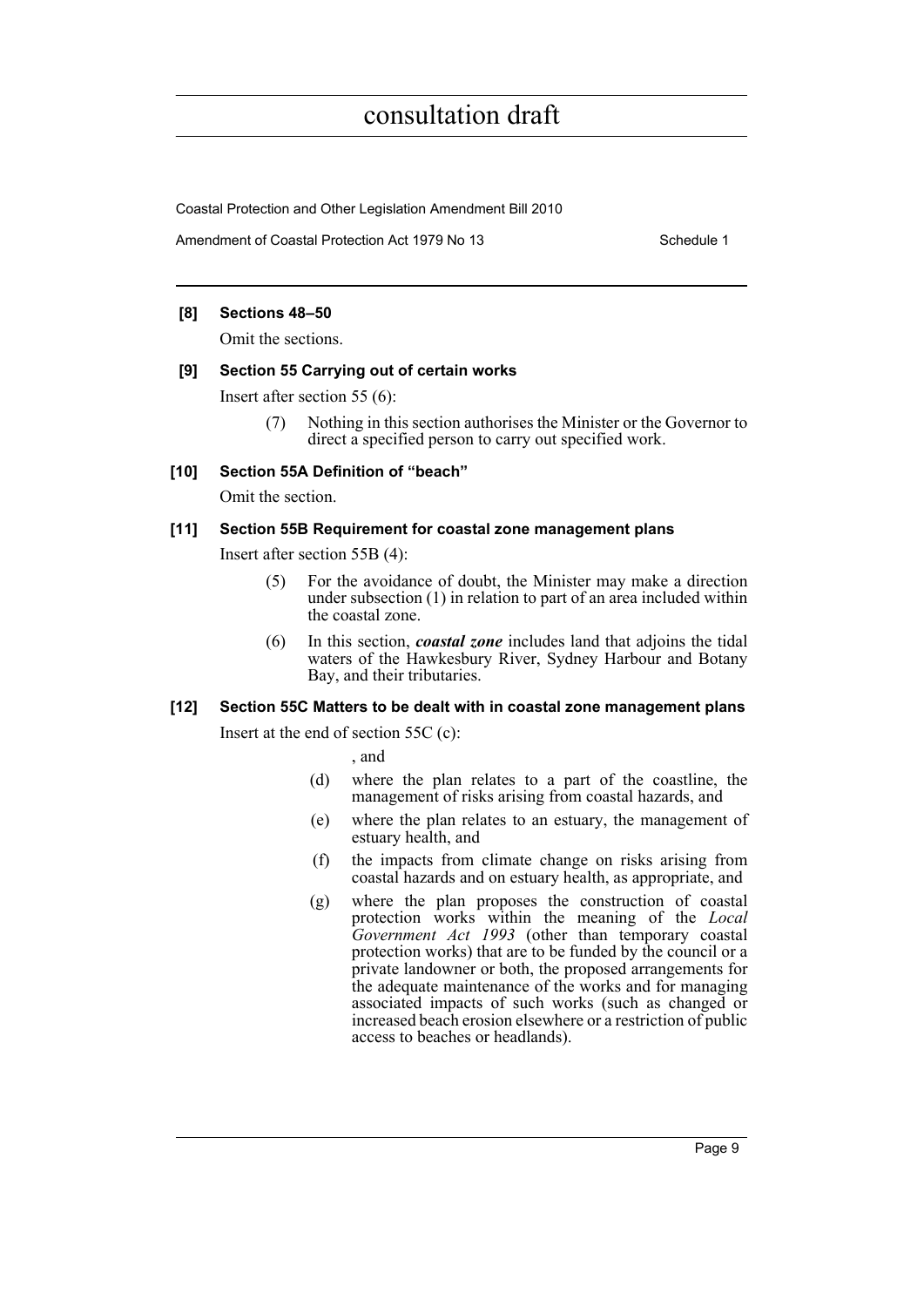#### [8] Sections 48–50

Omit the sections.

#### [9] Section 55 Carrying out of certain works

Insert after section 55 (6):

(7) Nothing in this section authorises the Minister or the Governor to direct a specified person to carry out specified work.

#### [10] Section 55A Definition of "beach"

Omit the section.

#### [11] Section 55B Requirement for coastal zone management plans

Insert after section 55B (4):

(5) For the avoidance of doubt, the Minister may make a direction under subsection (1) in relation to part of an area included within the coastal zone.

(6) In this section, ***coastal zone*** includes land that adjoins the tidal waters of the Hawkesbury River, Sydney Harbour and Botany Bay, and their tributaries.

#### [12] Section 55C Matters to be dealt with in coastal zone management plans

Insert at the end of section 55C (c):

, and

(d) where the plan relates to a part of the coastline, the management of risks arising from coastal hazards, and

(e) where the plan relates to an estuary, the management of estuary health, and

(f) the impacts from climate change on risks arising from coastal hazards and on estuary health, as appropriate, and

(g) where the plan proposes the construction of coastal protection works within the meaning of the *Local Government Act 1993* (other than temporary coastal protection works) that are to be funded by the council or a private landowner or both, the proposed arrangements for the adequate maintenance of the works and for managing associated impacts of such works (such as changed or increased beach erosion elsewhere or a restriction of public access to beaches or headlands).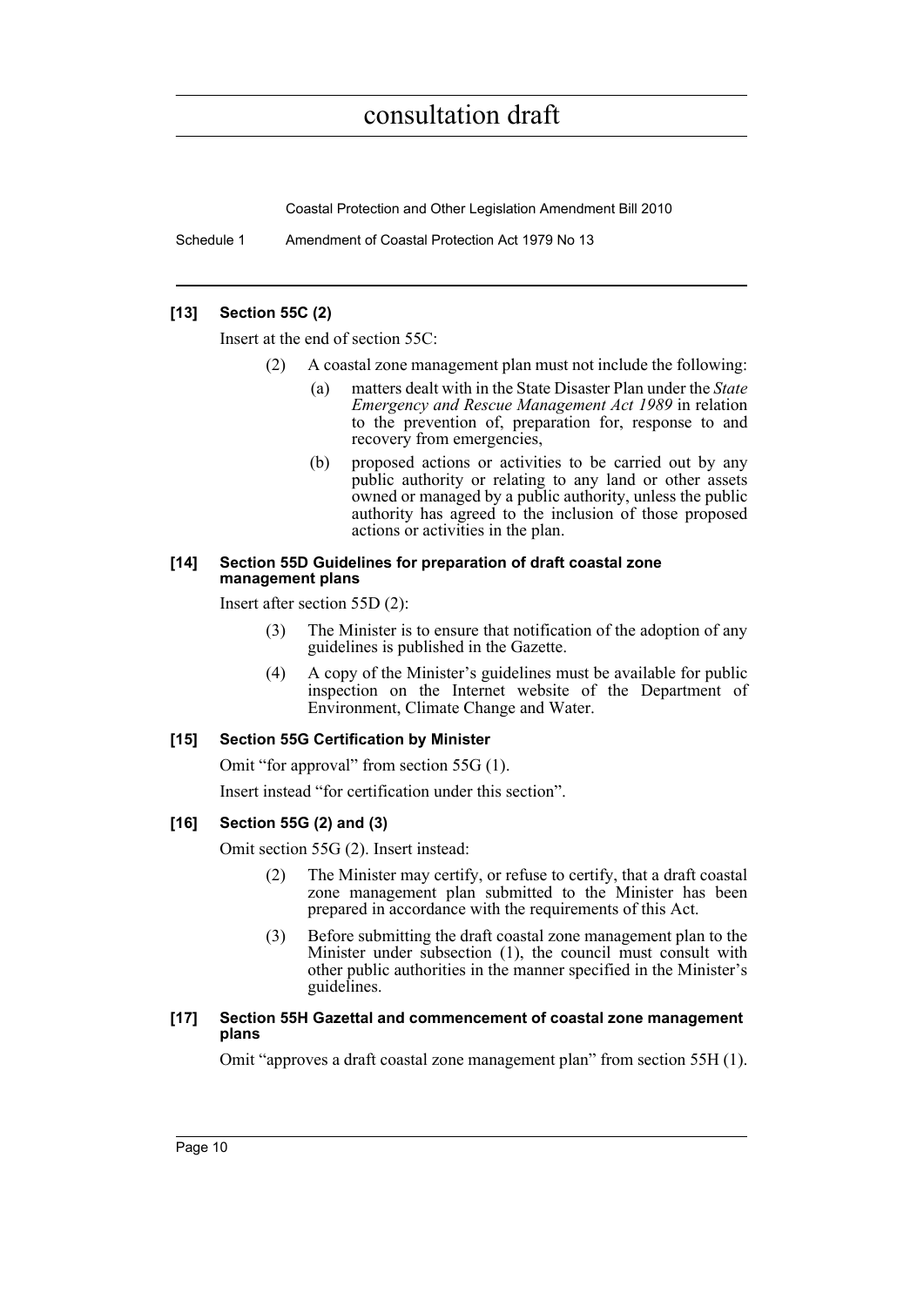#### [13] Section 55C (2)

Insert at the end of section 55C:

(2) A coastal zone management plan must not include the following:

(a) matters dealt with in the State Disaster Plan under the *State Emergency and Rescue Management Act 1989* in relation to the prevention of, preparation for, response to and recovery from emergencies,

(b) proposed actions or activities to be carried out by any public authority or relating to any land or other assets owned or managed by a public authority, unless the public authority has agreed to the inclusion of those proposed actions or activities in the plan.

#### [14] Section 55D Guidelines for preparation of draft coastal zone management plans

Insert after section 55D (2):

(3) The Minister is to ensure that notification of the adoption of any guidelines is published in the Gazette.

(4) A copy of the Minister's guidelines must be available for public inspection on the Internet website of the Department of Environment, Climate Change and Water.

#### [15] Section 55G Certification by Minister

Omit "for approval" from section 55G (1).

Insert instead "for certification under this section".

#### [16] Section 55G (2) and (3)

Omit section 55G (2). Insert instead:

(2) The Minister may certify, or refuse to certify, that a draft coastal zone management plan submitted to the Minister has been prepared in accordance with the requirements of this Act.

(3) Before submitting the draft coastal zone management plan to the Minister under subsection (1), the council must consult with other public authorities in the manner specified in the Minister's guidelines.

#### [17] Section 55H Gazettal and commencement of coastal zone management plans

Omit "approves a draft coastal zone management plan" from section 55H (1).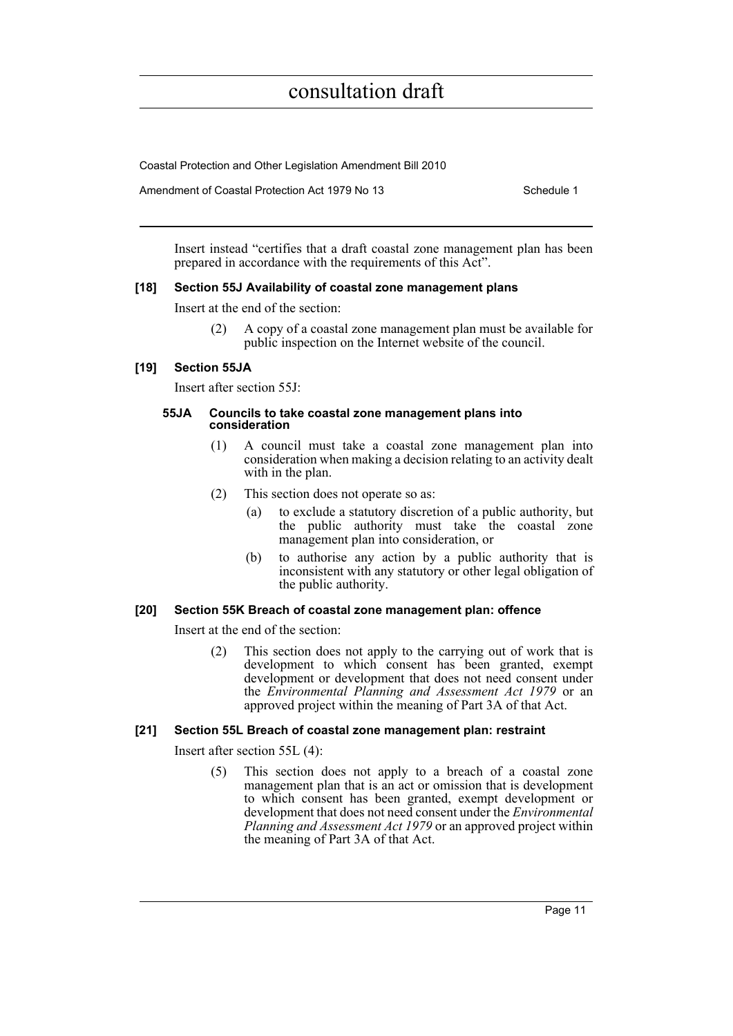Insert instead "certifies that a draft coastal zone management plan has been prepared in accordance with the requirements of this Act".

### [18] Section 55J Availability of coastal zone management plans

Insert at the end of the section:

> (2) A copy of a coastal zone management plan must be available for public inspection on the Internet website of the council.

### [19] Section 55JA

Insert after section 55J:

> **55JA Councils to take coastal zone management plans into consideration**
>
> (1) A council must take a coastal zone management plan into consideration when making a decision relating to an activity dealt with in the plan.
>
> (2) This section does not operate so as:
>
> (a) to exclude a statutory discretion of a public authority, but the public authority must take the coastal zone management plan into consideration, or
>
> (b) to authorise any action by a public authority that is inconsistent with any statutory or other legal obligation of the public authority.

### [20] Section 55K Breach of coastal zone management plan: offence

Insert at the end of the section:

> (2) This section does not apply to the carrying out of work that is development to which consent has been granted, exempt development or development that does not need consent under the *Environmental Planning and Assessment Act 1979* or an approved project within the meaning of Part 3A of that Act.

### [21] Section 55L Breach of coastal zone management plan: restraint

Insert after section 55L (4):

> (5) This section does not apply to a breach of a coastal zone management plan that is an act or omission that is development to which consent has been granted, exempt development or development that does not need consent under the *Environmental Planning and Assessment Act 1979* or an approved project within the meaning of Part 3A of that Act.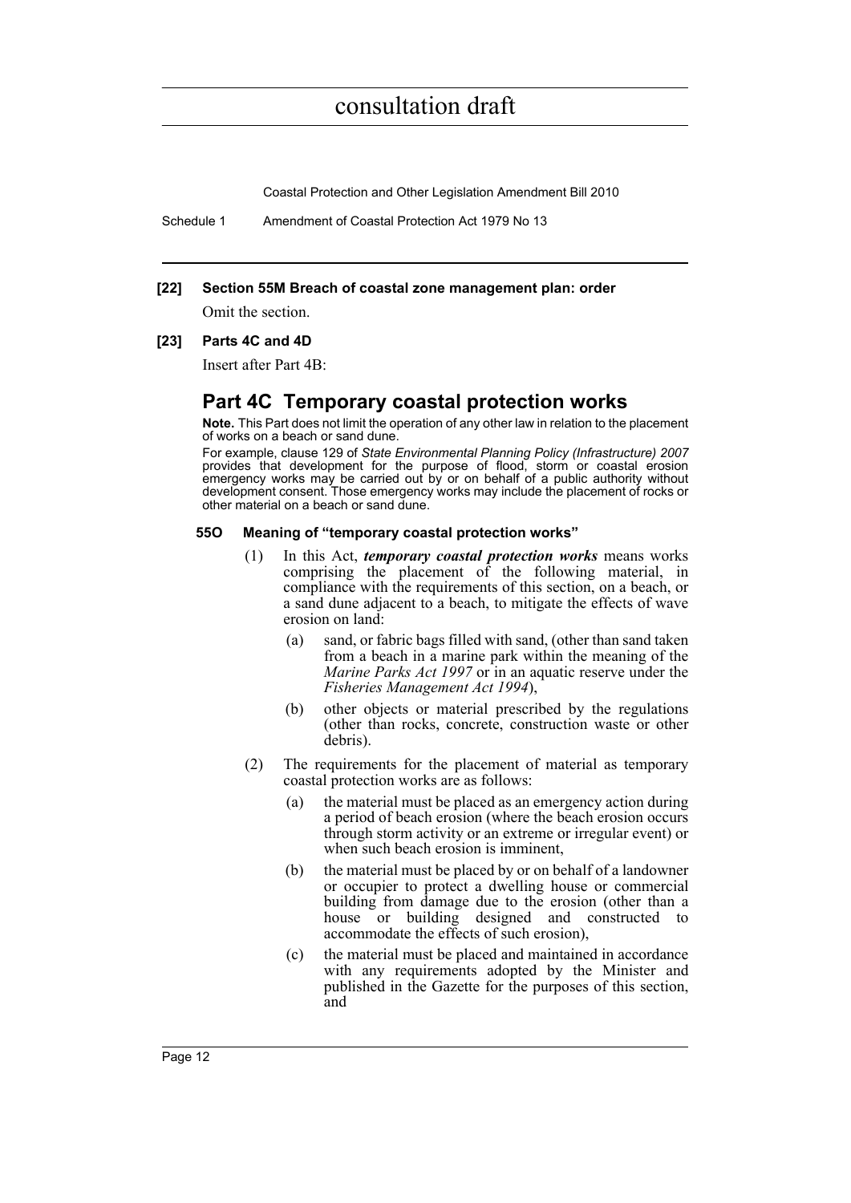**[22] Section 55M Breach of coastal zone management plan: order**

Omit the section.

**[23] Parts 4C and 4D**

Insert after Part 4B:

## Part 4C Temporary coastal protection works

**Note.** This Part does not limit the operation of any other law in relation to the placement of works on a beach or sand dune.

For example, clause 129 of *State Environmental Planning Policy (Infrastructure) 2007* provides that development for the purpose of flood, storm or coastal erosion emergency works may be carried out by or on behalf of a public authority without development consent. Those emergency works may include the placement of rocks or other material on a beach or sand dune.

**55O Meaning of "temporary coastal protection works"**

(1) In this Act, ***temporary coastal protection works*** means works comprising the placement of the following material, in compliance with the requirements of this section, on a beach, or a sand dune adjacent to a beach, to mitigate the effects of wave erosion on land:

- (a) sand, or fabric bags filled with sand, (other than sand taken from a beach in a marine park within the meaning of the *Marine Parks Act 1997* or in an aquatic reserve under the *Fisheries Management Act 1994*),
- (b) other objects or material prescribed by the regulations (other than rocks, concrete, construction waste or other debris).

(2) The requirements for the placement of material as temporary coastal protection works are as follows:

- (a) the material must be placed as an emergency action during a period of beach erosion (where the beach erosion occurs through storm activity or an extreme or irregular event) or when such beach erosion is imminent,
- (b) the material must be placed by or on behalf of a landowner or occupier to protect a dwelling house or commercial building from damage due to the erosion (other than a house or building designed and constructed to accommodate the effects of such erosion),
- (c) the material must be placed and maintained in accordance with any requirements adopted by the Minister and published in the Gazette for the purposes of this section, and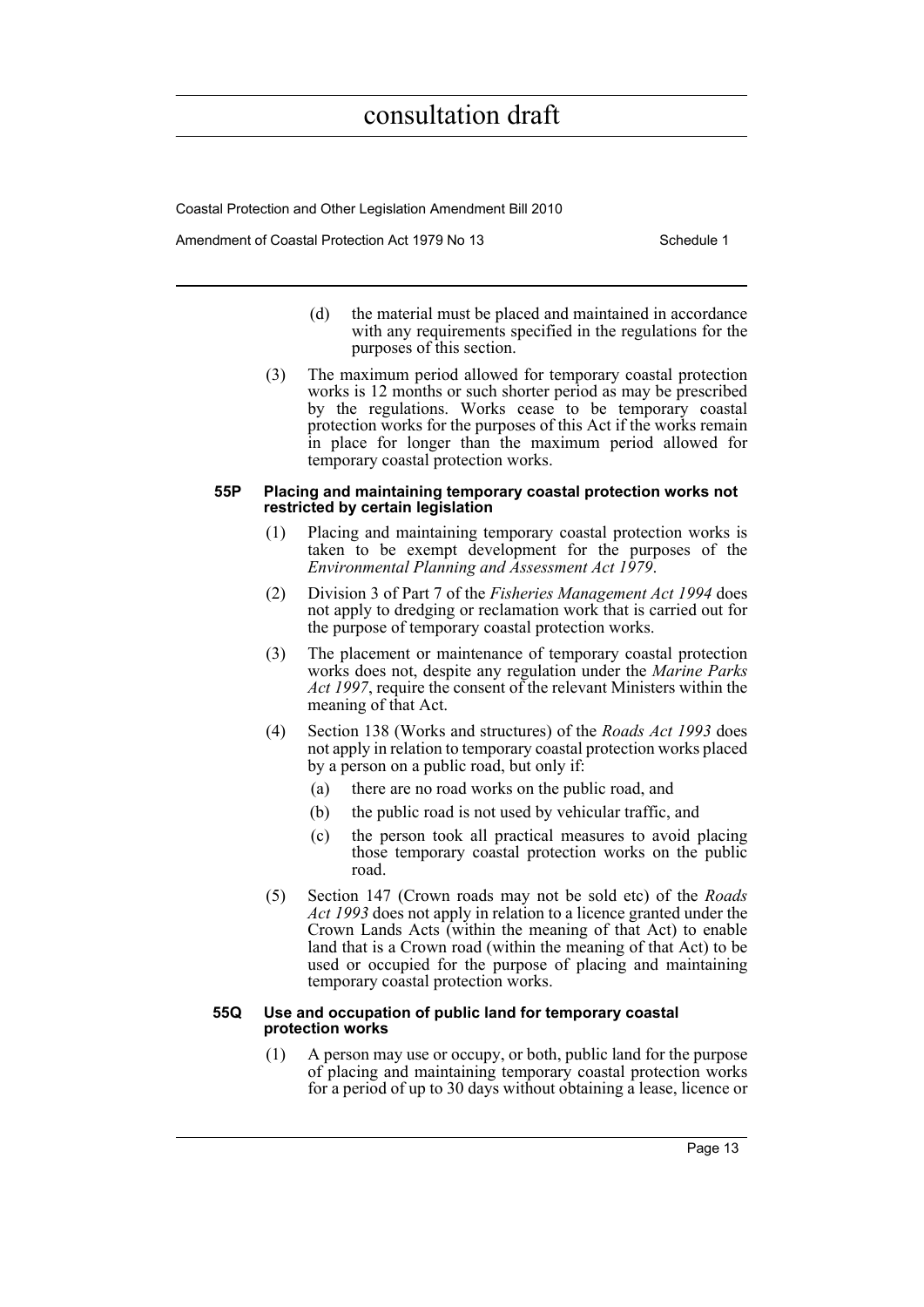(d) the material must be placed and maintained in accordance with any requirements specified in the regulations for the purposes of this section.

(3) The maximum period allowed for temporary coastal protection works is 12 months or such shorter period as may be prescribed by the regulations. Works cease to be temporary coastal protection works for the purposes of this Act if the works remain in place for longer than the maximum period allowed for temporary coastal protection works.

**55P Placing and maintaining temporary coastal protection works not restricted by certain legislation**

(1) Placing and maintaining temporary coastal protection works is taken to be exempt development for the purposes of the *Environmental Planning and Assessment Act 1979*.

(2) Division 3 of Part 7 of the *Fisheries Management Act 1994* does not apply to dredging or reclamation work that is carried out for the purpose of temporary coastal protection works.

(3) The placement or maintenance of temporary coastal protection works does not, despite any regulation under the *Marine Parks Act 1997*, require the consent of the relevant Ministers within the meaning of that Act.

(4) Section 138 (Works and structures) of the *Roads Act 1993* does not apply in relation to temporary coastal protection works placed by a person on a public road, but only if:

(a) there are no road works on the public road, and

(b) the public road is not used by vehicular traffic, and

(c) the person took all practical measures to avoid placing those temporary coastal protection works on the public road.

(5) Section 147 (Crown roads may not be sold etc) of the *Roads Act 1993* does not apply in relation to a licence granted under the Crown Lands Acts (within the meaning of that Act) to enable land that is a Crown road (within the meaning of that Act) to be used or occupied for the purpose of placing and maintaining temporary coastal protection works.

**55Q Use and occupation of public land for temporary coastal protection works**

(1) A person may use or occupy, or both, public land for the purpose of placing and maintaining temporary coastal protection works for a period of up to 30 days without obtaining a lease, licence or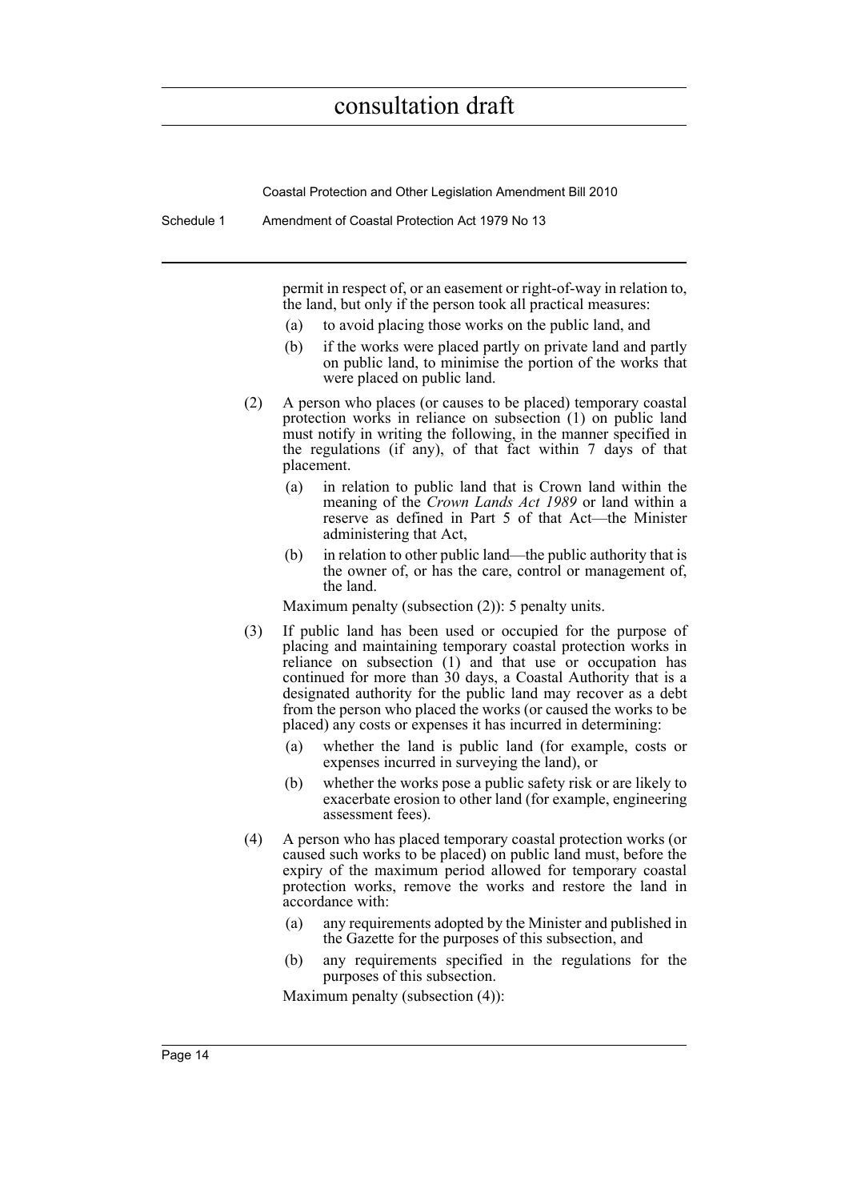permit in respect of, or an easement or right-of-way in relation to, the land, but only if the person took all practical measures:

(a) to avoid placing those works on the public land, and

(b) if the works were placed partly on private land and partly on public land, to minimise the portion of the works that were placed on public land.

(2) A person who places (or causes to be placed) temporary coastal protection works in reliance on subsection (1) on public land must notify in writing the following, in the manner specified in the regulations (if any), of that fact within 7 days of that placement.

(a) in relation to public land that is Crown land within the meaning of the *Crown Lands Act 1989* or land within a reserve as defined in Part 5 of that Act—the Minister administering that Act,

(b) in relation to other public land—the public authority that is the owner of, or has the care, control or management of, the land.

Maximum penalty (subsection (2)): 5 penalty units.

(3) If public land has been used or occupied for the purpose of placing and maintaining temporary coastal protection works in reliance on subsection (1) and that use or occupation has continued for more than 30 days, a Coastal Authority that is a designated authority for the public land may recover as a debt from the person who placed the works (or caused the works to be placed) any costs or expenses it has incurred in determining:

(a) whether the land is public land (for example, costs or expenses incurred in surveying the land), or

(b) whether the works pose a public safety risk or are likely to exacerbate erosion to other land (for example, engineering assessment fees).

(4) A person who has placed temporary coastal protection works (or caused such works to be placed) on public land must, before the expiry of the maximum period allowed for temporary coastal protection works, remove the works and restore the land in accordance with:

(a) any requirements adopted by the Minister and published in the Gazette for the purposes of this subsection, and

(b) any requirements specified in the regulations for the purposes of this subsection.

Maximum penalty (subsection (4)):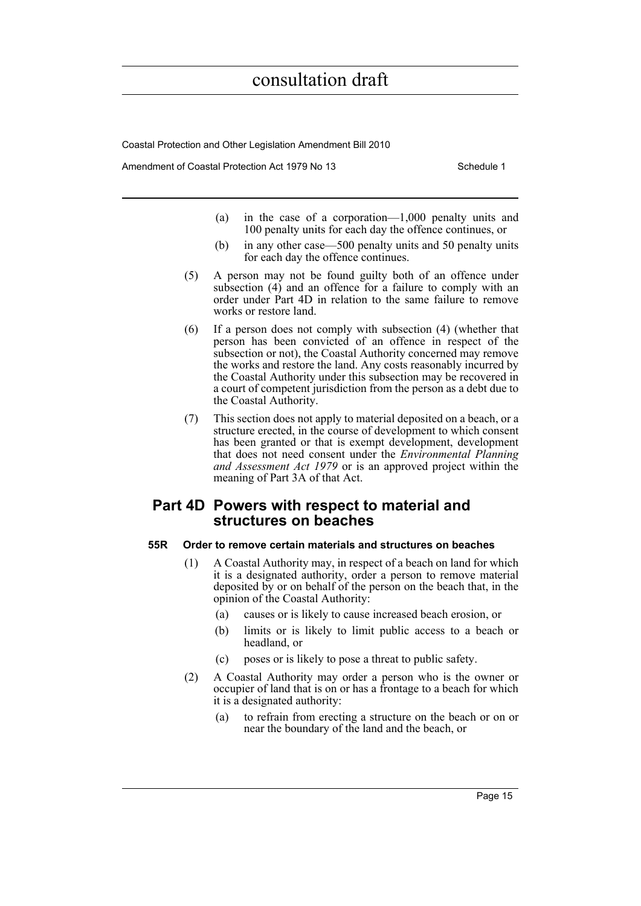(a) in the case of a corporation—1,000 penalty units and 100 penalty units for each day the offence continues, or

(b) in any other case—500 penalty units and 50 penalty units for each day the offence continues.

(5) A person may not be found guilty both of an offence under subsection (4) and an offence for a failure to comply with an order under Part 4D in relation to the same failure to remove works or restore land.

(6) If a person does not comply with subsection (4) (whether that person has been convicted of an offence in respect of the subsection or not), the Coastal Authority concerned may remove the works and restore the land. Any costs reasonably incurred by the Coastal Authority under this subsection may be recovered in a court of competent jurisdiction from the person as a debt due to the Coastal Authority.

(7) This section does not apply to material deposited on a beach, or a structure erected, in the course of development to which consent has been granted or that is exempt development, development that does not need consent under the *Environmental Planning and Assessment Act 1979* or is an approved project within the meaning of Part 3A of that Act.

## Part 4D Powers with respect to material and structures on beaches

### 55R Order to remove certain materials and structures on beaches

(1) A Coastal Authority may, in respect of a beach on land for which it is a designated authority, order a person to remove material deposited by or on behalf of the person on the beach that, in the opinion of the Coastal Authority:

(a) causes or is likely to cause increased beach erosion, or

(b) limits or is likely to limit public access to a beach or headland, or

(c) poses or is likely to pose a threat to public safety.

(2) A Coastal Authority may order a person who is the owner or occupier of land that is on or has a frontage to a beach for which it is a designated authority:

(a) to refrain from erecting a structure on the beach or on or near the boundary of the land and the beach, or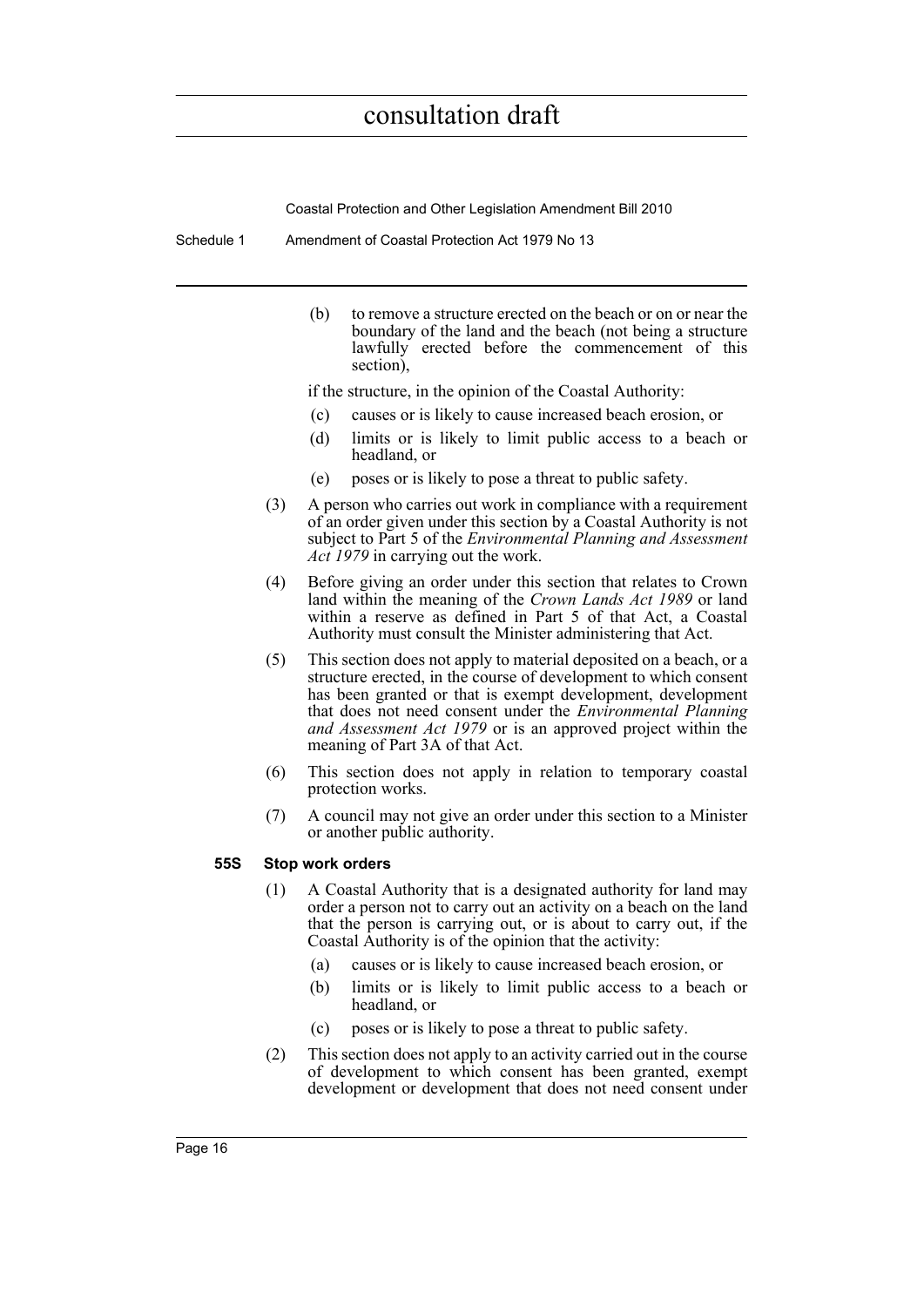(b) to remove a structure erected on the beach or on or near the boundary of the land and the beach (not being a structure lawfully erected before the commencement of this section),

if the structure, in the opinion of the Coastal Authority:

(c) causes or is likely to cause increased beach erosion, or

(d) limits or is likely to limit public access to a beach or headland, or

(e) poses or is likely to pose a threat to public safety.

(3) A person who carries out work in compliance with a requirement of an order given under this section by a Coastal Authority is not subject to Part 5 of the *Environmental Planning and Assessment Act 1979* in carrying out the work.

(4) Before giving an order under this section that relates to Crown land within the meaning of the *Crown Lands Act 1989* or land within a reserve as defined in Part 5 of that Act, a Coastal Authority must consult the Minister administering that Act.

(5) This section does not apply to material deposited on a beach, or a structure erected, in the course of development to which consent has been granted or that is exempt development, development that does not need consent under the *Environmental Planning and Assessment Act 1979* or is an approved project within the meaning of Part 3A of that Act.

(6) This section does not apply in relation to temporary coastal protection works.

(7) A council may not give an order under this section to a Minister or another public authority.

**55S Stop work orders**

(1) A Coastal Authority that is a designated authority for land may order a person not to carry out an activity on a beach on the land that the person is carrying out, or is about to carry out, if the Coastal Authority is of the opinion that the activity:

(a) causes or is likely to cause increased beach erosion, or

(b) limits or is likely to limit public access to a beach or headland, or

(c) poses or is likely to pose a threat to public safety.

(2) This section does not apply to an activity carried out in the course of development to which consent has been granted, exempt development or development that does not need consent under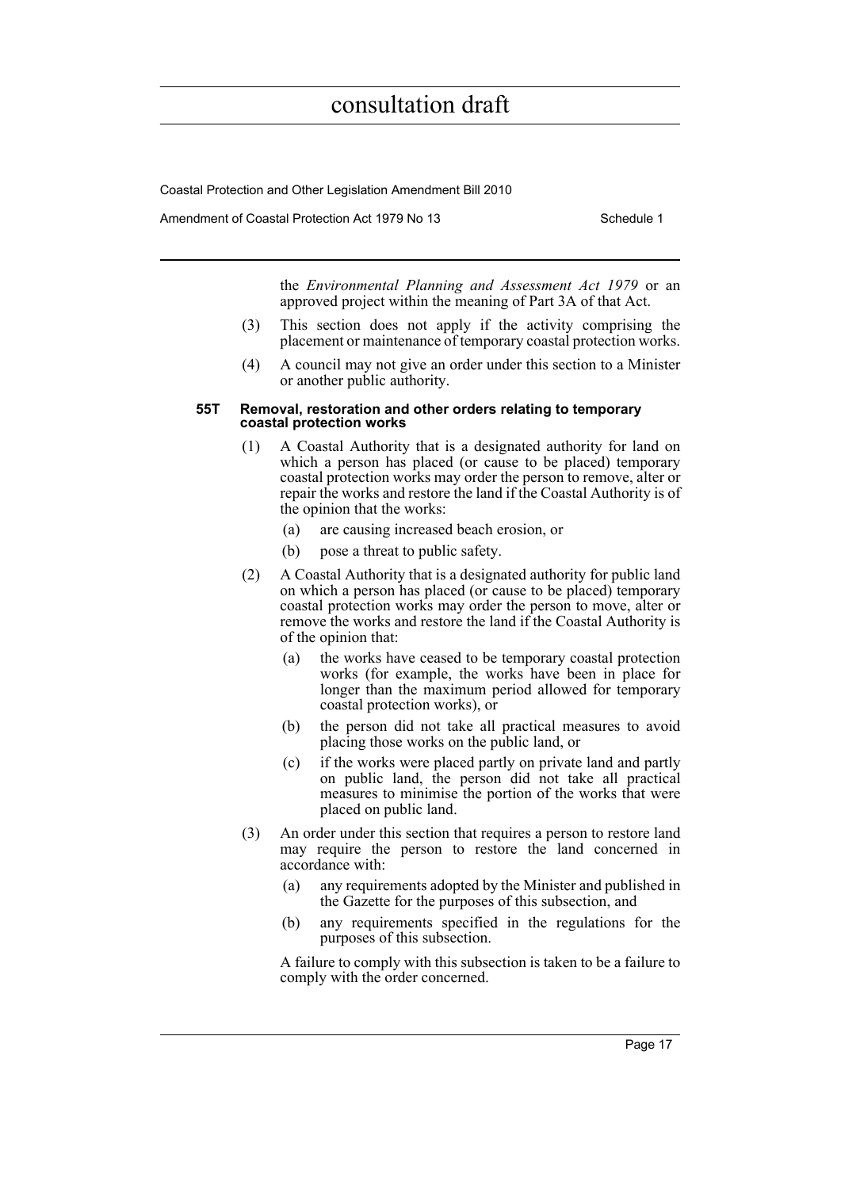the *Environmental Planning and Assessment Act 1979* or an approved project within the meaning of Part 3A of that Act.

(3) This section does not apply if the activity comprising the placement or maintenance of temporary coastal protection works.

(4) A council may not give an order under this section to a Minister or another public authority.

**55T Removal, restoration and other orders relating to temporary coastal protection works**

(1) A Coastal Authority that is a designated authority for land on which a person has placed (or cause to be placed) temporary coastal protection works may order the person to remove, alter or repair the works and restore the land if the Coastal Authority is of the opinion that the works:

- (a) are causing increased beach erosion, or
- (b) pose a threat to public safety.

(2) A Coastal Authority that is a designated authority for public land on which a person has placed (or cause to be placed) temporary coastal protection works may order the person to move, alter or remove the works and restore the land if the Coastal Authority is of the opinion that:

- (a) the works have ceased to be temporary coastal protection works (for example, the works have been in place for longer than the maximum period allowed for temporary coastal protection works), or
- (b) the person did not take all practical measures to avoid placing those works on the public land, or
- (c) if the works were placed partly on private land and partly on public land, the person did not take all practical measures to minimise the portion of the works that were placed on public land.

(3) An order under this section that requires a person to restore land may require the person to restore the land concerned in accordance with:

- (a) any requirements adopted by the Minister and published in the Gazette for the purposes of this subsection, and
- (b) any requirements specified in the regulations for the purposes of this subsection.

A failure to comply with this subsection is taken to be a failure to comply with the order concerned.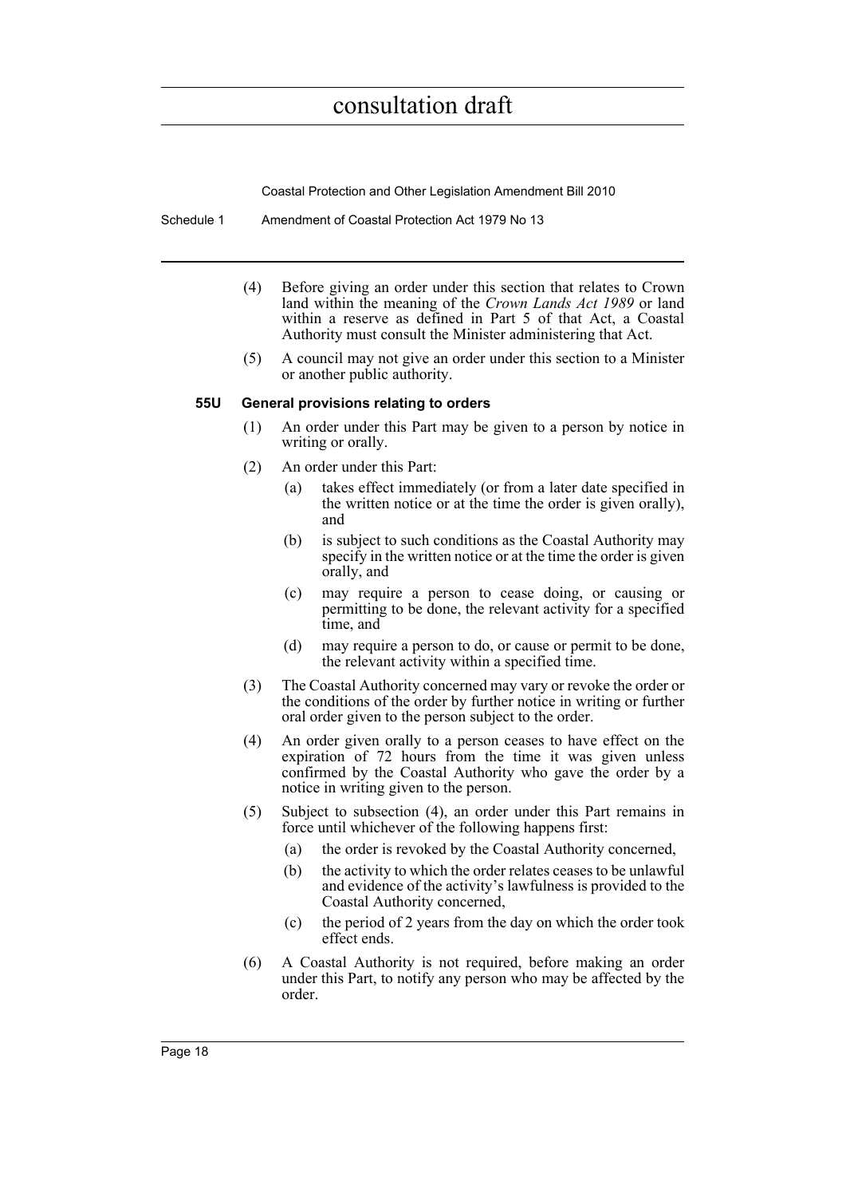(4) Before giving an order under this section that relates to Crown land within the meaning of the *Crown Lands Act 1989* or land within a reserve as defined in Part 5 of that Act, a Coastal Authority must consult the Minister administering that Act.

(5) A council may not give an order under this section to a Minister or another public authority.

**55U General provisions relating to orders**

(1) An order under this Part may be given to a person by notice in writing or orally.

(2) An order under this Part:

- (a) takes effect immediately (or from a later date specified in the written notice or at the time the order is given orally), and
- (b) is subject to such conditions as the Coastal Authority may specify in the written notice or at the time the order is given orally, and
- (c) may require a person to cease doing, or causing or permitting to be done, the relevant activity for a specified time, and
- (d) may require a person to do, or cause or permit to be done, the relevant activity within a specified time.

(3) The Coastal Authority concerned may vary or revoke the order or the conditions of the order by further notice in writing or further oral order given to the person subject to the order.

(4) An order given orally to a person ceases to have effect on the expiration of 72 hours from the time it was given unless confirmed by the Coastal Authority who gave the order by a notice in writing given to the person.

(5) Subject to subsection (4), an order under this Part remains in force until whichever of the following happens first:

- (a) the order is revoked by the Coastal Authority concerned,
- (b) the activity to which the order relates ceases to be unlawful and evidence of the activity's lawfulness is provided to the Coastal Authority concerned,
- (c) the period of 2 years from the day on which the order took effect ends.

(6) A Coastal Authority is not required, before making an order under this Part, to notify any person who may be affected by the order.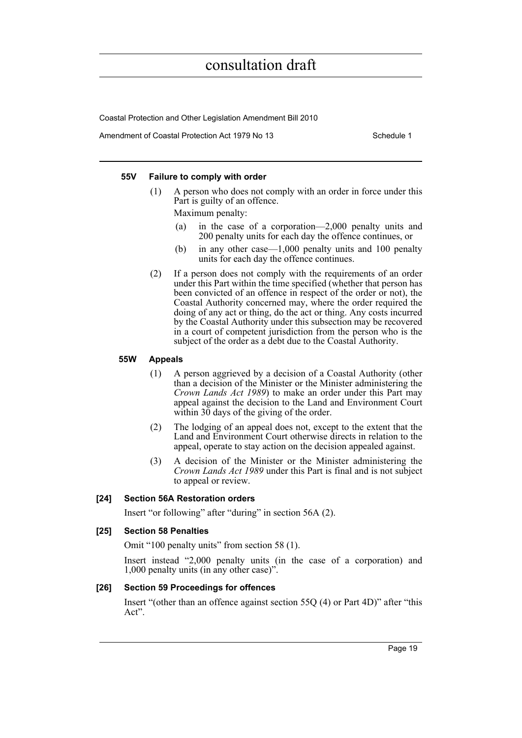#### 55V Failure to comply with order

(1) A person who does not comply with an order in force under this Part is guilty of an offence.

Maximum penalty:

(a) in the case of a corporation—2,000 penalty units and 200 penalty units for each day the offence continues, or

(b) in any other case—1,000 penalty units and 100 penalty units for each day the offence continues.

(2) If a person does not comply with the requirements of an order under this Part within the time specified (whether that person has been convicted of an offence in respect of the order or not), the Coastal Authority concerned may, where the order required the doing of any act or thing, do the act or thing. Any costs incurred by the Coastal Authority under this subsection may be recovered in a court of competent jurisdiction from the person who is the subject of the order as a debt due to the Coastal Authority.

#### 55W Appeals

(1) A person aggrieved by a decision of a Coastal Authority (other than a decision of the Minister or the Minister administering the *Crown Lands Act 1989*) to make an order under this Part may appeal against the decision to the Land and Environment Court within 30 days of the giving of the order.

(2) The lodging of an appeal does not, except to the extent that the Land and Environment Court otherwise directs in relation to the appeal, operate to stay action on the decision appealed against.

(3) A decision of the Minister or the Minister administering the *Crown Lands Act 1989* under this Part is final and is not subject to appeal or review.

### [24] Section 56A Restoration orders

Insert "or following" after "during" in section 56A (2).

### [25] Section 58 Penalties

Omit "100 penalty units" from section 58 (1).

Insert instead "2,000 penalty units (in the case of a corporation) and 1,000 penalty units (in any other case)".

### [26] Section 59 Proceedings for offences

Insert "(other than an offence against section 55Q (4) or Part 4D)" after "this Act".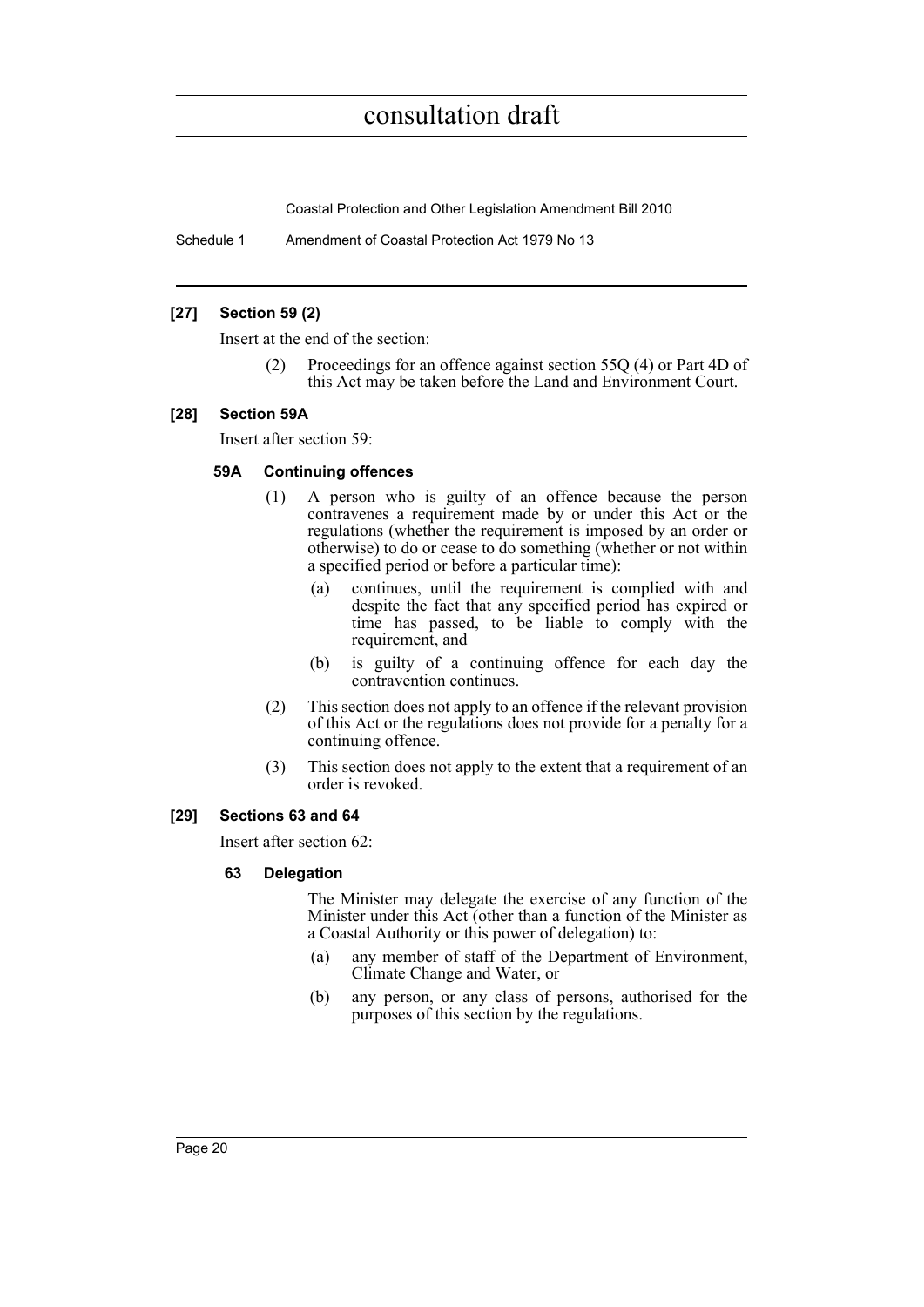#### [27] Section 59 (2)

Insert at the end of the section:

> (2) Proceedings for an offence against section 55Q (4) or Part 4D of this Act may be taken before the Land and Environment Court.

#### [28] Section 59A

Insert after section 59:

##### 59A Continuing offences

> (1) A person who is guilty of an offence because the person contravenes a requirement made by or under this Act or the regulations (whether the requirement is imposed by an order or otherwise) to do or cease to do something (whether or not within a specified period or before a particular time):
>
> (a) continues, until the requirement is complied with and despite the fact that any specified period has expired or time has passed, to be liable to comply with the requirement, and
>
> (b) is guilty of a continuing offence for each day the contravention continues.
>
> (2) This section does not apply to an offence if the relevant provision of this Act or the regulations does not provide for a penalty for a continuing offence.
>
> (3) This section does not apply to the extent that a requirement of an order is revoked.

#### [29] Sections 63 and 64

Insert after section 62:

##### 63 Delegation

> The Minister may delegate the exercise of any function of the Minister under this Act (other than a function of the Minister as a Coastal Authority or this power of delegation) to:
>
> (a) any member of staff of the Department of Environment, Climate Change and Water, or
>
> (b) any person, or any class of persons, authorised for the purposes of this section by the regulations.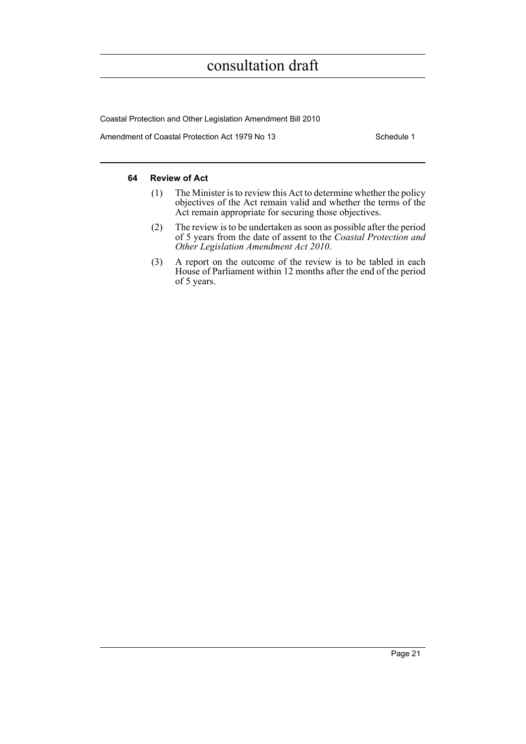#### 64 Review of Act

(1) The Minister is to review this Act to determine whether the policy objectives of the Act remain valid and whether the terms of the Act remain appropriate for securing those objectives.

(2) The review is to be undertaken as soon as possible after the period of 5 years from the date of assent to the *Coastal Protection and Other Legislation Amendment Act 2010*.

(3) A report on the outcome of the review is to be tabled in each House of Parliament within 12 months after the end of the period of 5 years.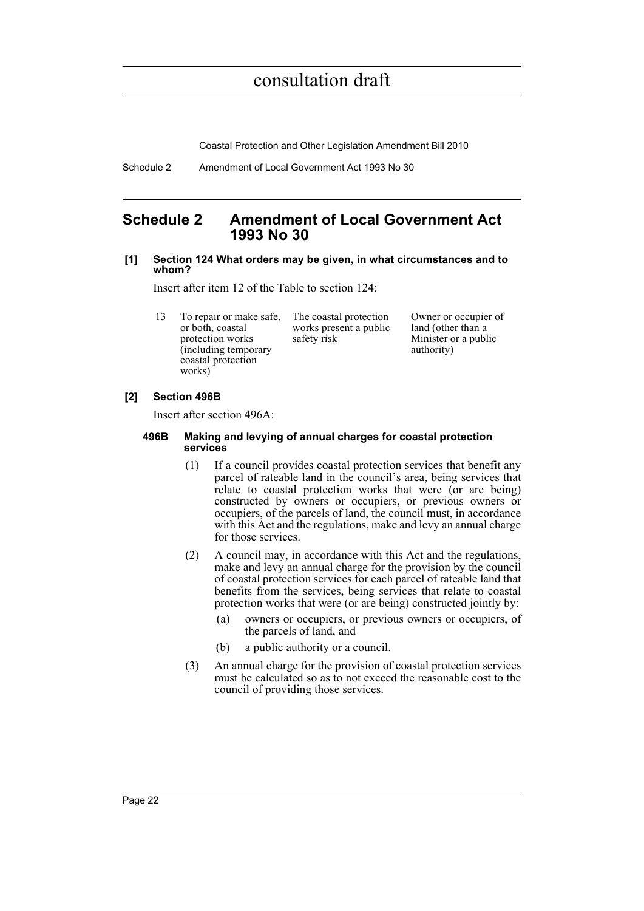## Schedule 2 Amendment of Local Government Act 1993 No 30

**[1] Section 124 What orders may be given, in what circumstances and to whom?**

Insert after item 12 of the Table to section 124:

| | | | |
|---|---|---|---|
| 13 | To repair or make safe, or both, coastal protection works (including temporary coastal protection works) | The coastal protection works present a public safety risk | Owner or occupier of land (other than a Minister or a public authority) |

**[2] Section 496B**

Insert after section 496A:

**496B Making and levying of annual charges for coastal protection services**

(1) If a council provides coastal protection services that benefit any parcel of rateable land in the council's area, being services that relate to coastal protection works that were (or are being) constructed by owners or occupiers, or previous owners or occupiers, of the parcels of land, the council must, in accordance with this Act and the regulations, make and levy an annual charge for those services.

(2) A council may, in accordance with this Act and the regulations, make and levy an annual charge for the provision by the council of coastal protection services for each parcel of rateable land that benefits from the services, being services that relate to coastal protection works that were (or are being) constructed jointly by:

(a) owners or occupiers, or previous owners or occupiers, of the parcels of land, and

(b) a public authority or a council.

(3) An annual charge for the provision of coastal protection services must be calculated so as to not exceed the reasonable cost to the council of providing those services.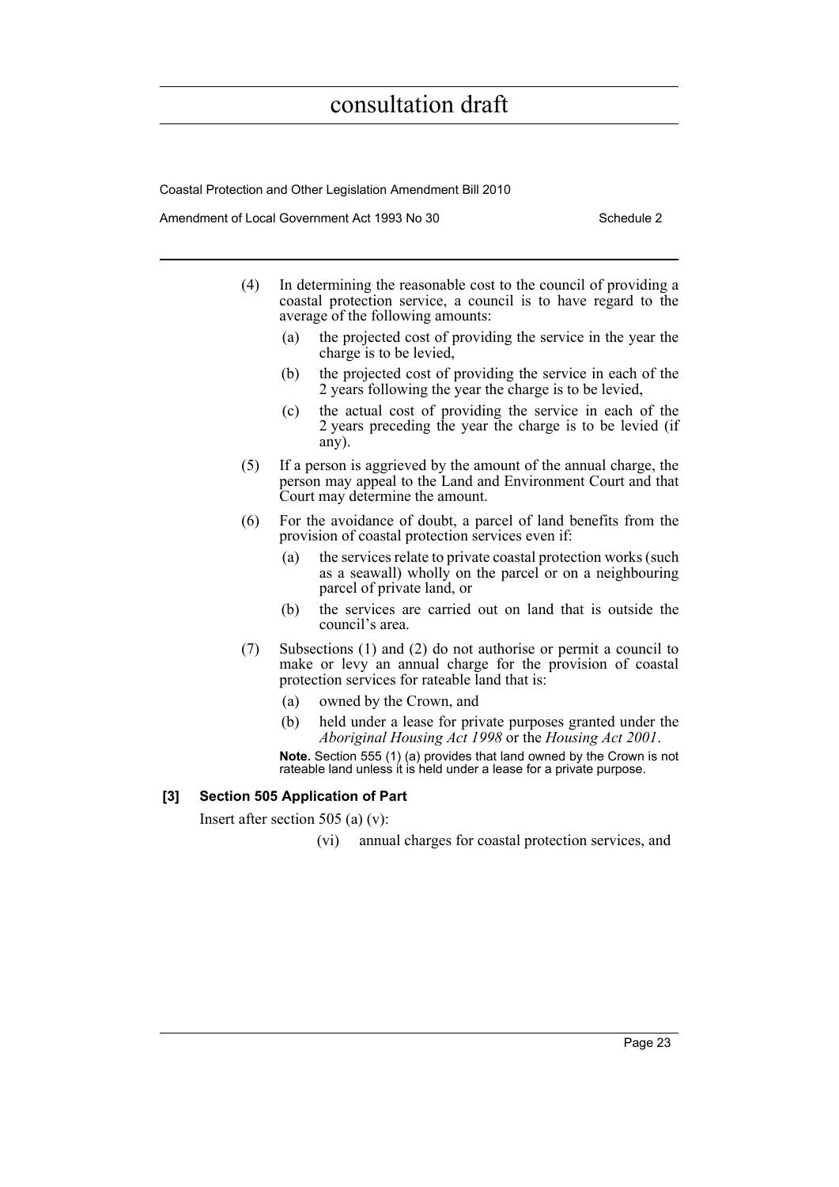(4) In determining the reasonable cost to the council of providing a coastal protection service, a council is to have regard to the average of the following amounts:

- (a) the projected cost of providing the service in the year the charge is to be levied,
- (b) the projected cost of providing the service in each of the 2 years following the year the charge is to be levied,
- (c) the actual cost of providing the service in each of the 2 years preceding the year the charge is to be levied (if any).

(5) If a person is aggrieved by the amount of the annual charge, the person may appeal to the Land and Environment Court and that Court may determine the amount.

(6) For the avoidance of doubt, a parcel of land benefits from the provision of coastal protection services even if:

- (a) the services relate to private coastal protection works (such as a seawall) wholly on the parcel or on a neighbouring parcel of private land, or
- (b) the services are carried out on land that is outside the council's area.

(7) Subsections (1) and (2) do not authorise or permit a council to make or levy an annual charge for the provision of coastal protection services for rateable land that is:

- (a) owned by the Crown, and
- (b) held under a lease for private purposes granted under the *Aboriginal Housing Act 1998* or the *Housing Act 2001*.

**Note.** Section 555 (1) (a) provides that land owned by the Crown is not rateable land unless it is held under a lease for a private purpose.

### [3] Section 505 Application of Part

Insert after section 505 (a) (v):

(vi) annual charges for coastal protection services, and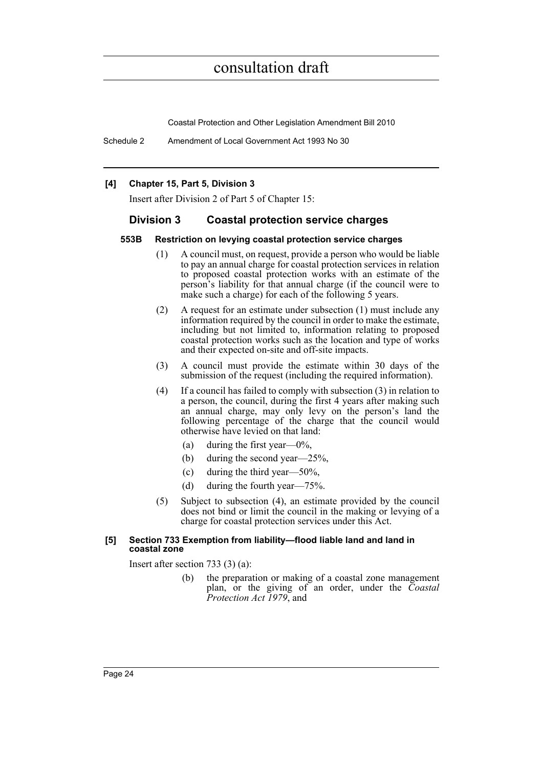**[4] Chapter 15, Part 5, Division 3**

Insert after Division 2 of Part 5 of Chapter 15:

## Division 3 Coastal protection service charges

### 553B Restriction on levying coastal protection service charges

(1) A council must, on request, provide a person who would be liable to pay an annual charge for coastal protection services in relation to proposed coastal protection works with an estimate of the person's liability for that annual charge (if the council were to make such a charge) for each of the following 5 years.

(2) A request for an estimate under subsection (1) must include any information required by the council in order to make the estimate, including but not limited to, information relating to proposed coastal protection works such as the location and type of works and their expected on-site and off-site impacts.

(3) A council must provide the estimate within 30 days of the submission of the request (including the required information).

(4) If a council has failed to comply with subsection (3) in relation to a person, the council, during the first 4 years after making such an annual charge, may only levy on the person's land the following percentage of the charge that the council would otherwise have levied on that land:

- (a) during the first year—0%,
- (b) during the second year—25%,
- (c) during the third year—50%,
- (d) during the fourth year—75%.

(5) Subject to subsection (4), an estimate provided by the council does not bind or limit the council in the making or levying of a charge for coastal protection services under this Act.

**[5] Section 733 Exemption from liability—flood liable land and land in coastal zone**

Insert after section 733 (3) (a):

(b) the preparation or making of a coastal zone management plan, or the giving of an order, under the *Coastal Protection Act 1979*, and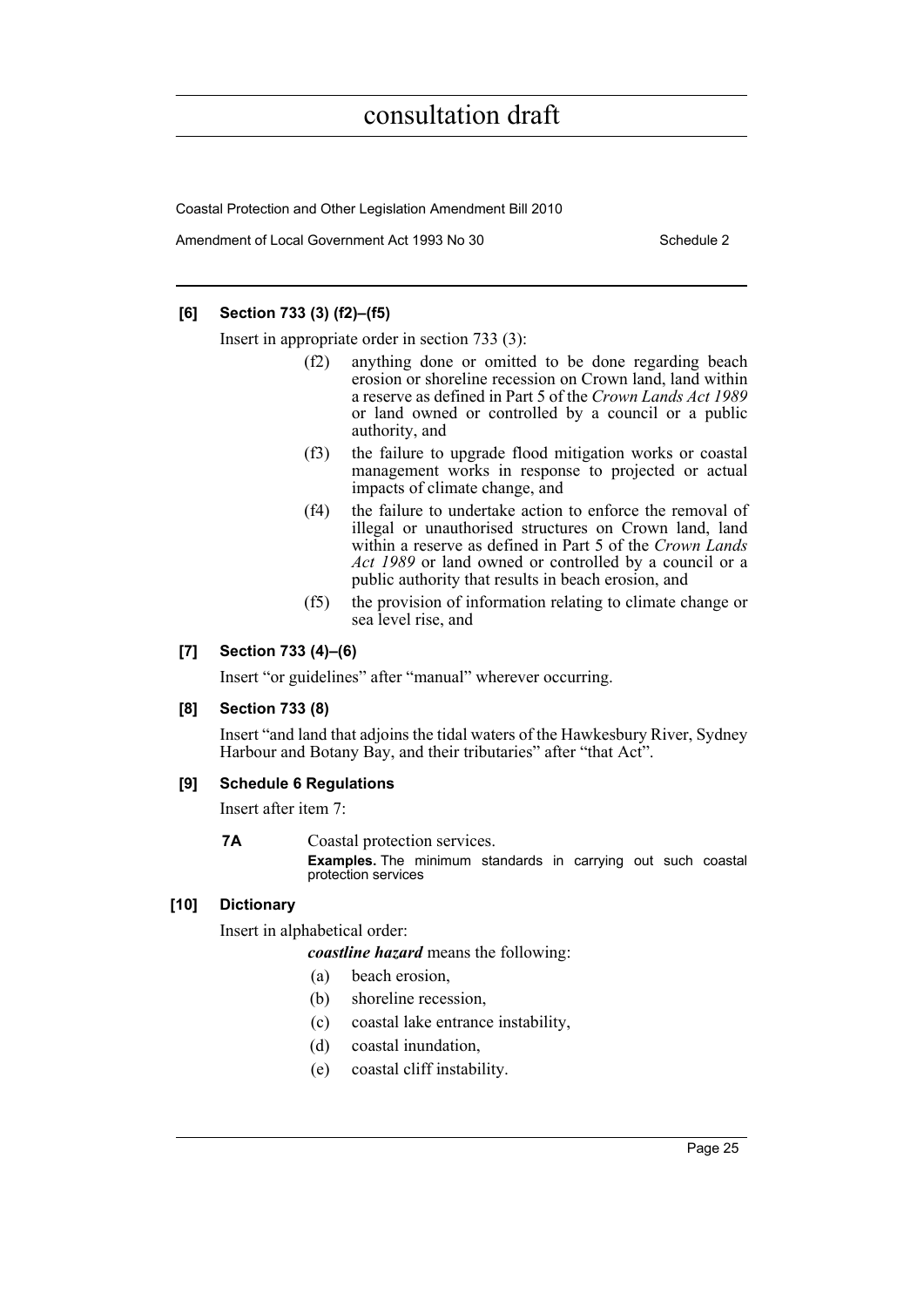#### [6] Section 733 (3) (f2)–(f5)

Insert in appropriate order in section 733 (3):

- (f2) anything done or omitted to be done regarding beach erosion or shoreline recession on Crown land, land within a reserve as defined in Part 5 of the *Crown Lands Act 1989* or land owned or controlled by a council or a public authority, and
- (f3) the failure to upgrade flood mitigation works or coastal management works in response to projected or actual impacts of climate change, and
- (f4) the failure to undertake action to enforce the removal of illegal or unauthorised structures on Crown land, land within a reserve as defined in Part 5 of the *Crown Lands Act 1989* or land owned or controlled by a council or a public authority that results in beach erosion, and
- (f5) the provision of information relating to climate change or sea level rise, and

#### [7] Section 733 (4)–(6)

Insert "or guidelines" after "manual" wherever occurring.

#### [8] Section 733 (8)

Insert "and land that adjoins the tidal waters of the Hawkesbury River, Sydney Harbour and Botany Bay, and their tributaries" after "that Act".

#### [9] Schedule 6 Regulations

Insert after item 7:

**7A** Coastal protection services.

**Examples.** The minimum standards in carrying out such coastal protection services

#### [10] Dictionary

Insert in alphabetical order:

***coastline hazard*** means the following:

- (a) beach erosion,
- (b) shoreline recession,
- (c) coastal lake entrance instability,
- (d) coastal inundation,
- (e) coastal cliff instability.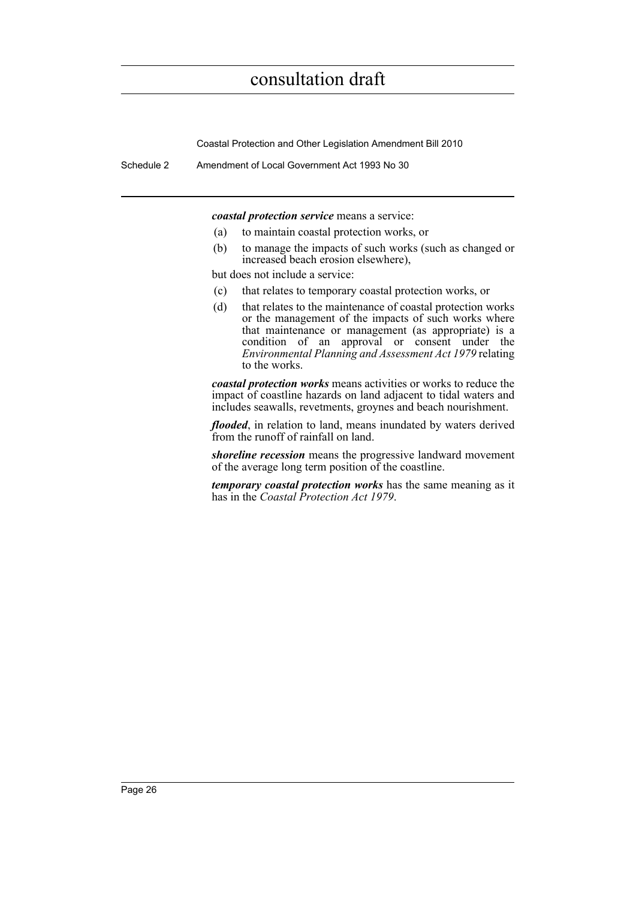***coastal protection service*** means a service:

(a) to maintain coastal protection works, or

(b) to manage the impacts of such works (such as changed or increased beach erosion elsewhere),

but does not include a service:

(c) that relates to temporary coastal protection works, or

(d) that relates to the maintenance of coastal protection works or the management of the impacts of such works where that maintenance or management (as appropriate) is a condition of an approval or consent under the *Environmental Planning and Assessment Act 1979* relating to the works.

***coastal protection works*** means activities or works to reduce the impact of coastline hazards on land adjacent to tidal waters and includes seawalls, revetments, groynes and beach nourishment.

***flooded***, in relation to land, means inundated by waters derived from the runoff of rainfall on land.

***shoreline recession*** means the progressive landward movement of the average long term position of the coastline.

***temporary coastal protection works*** has the same meaning as it has in the *Coastal Protection Act 1979*.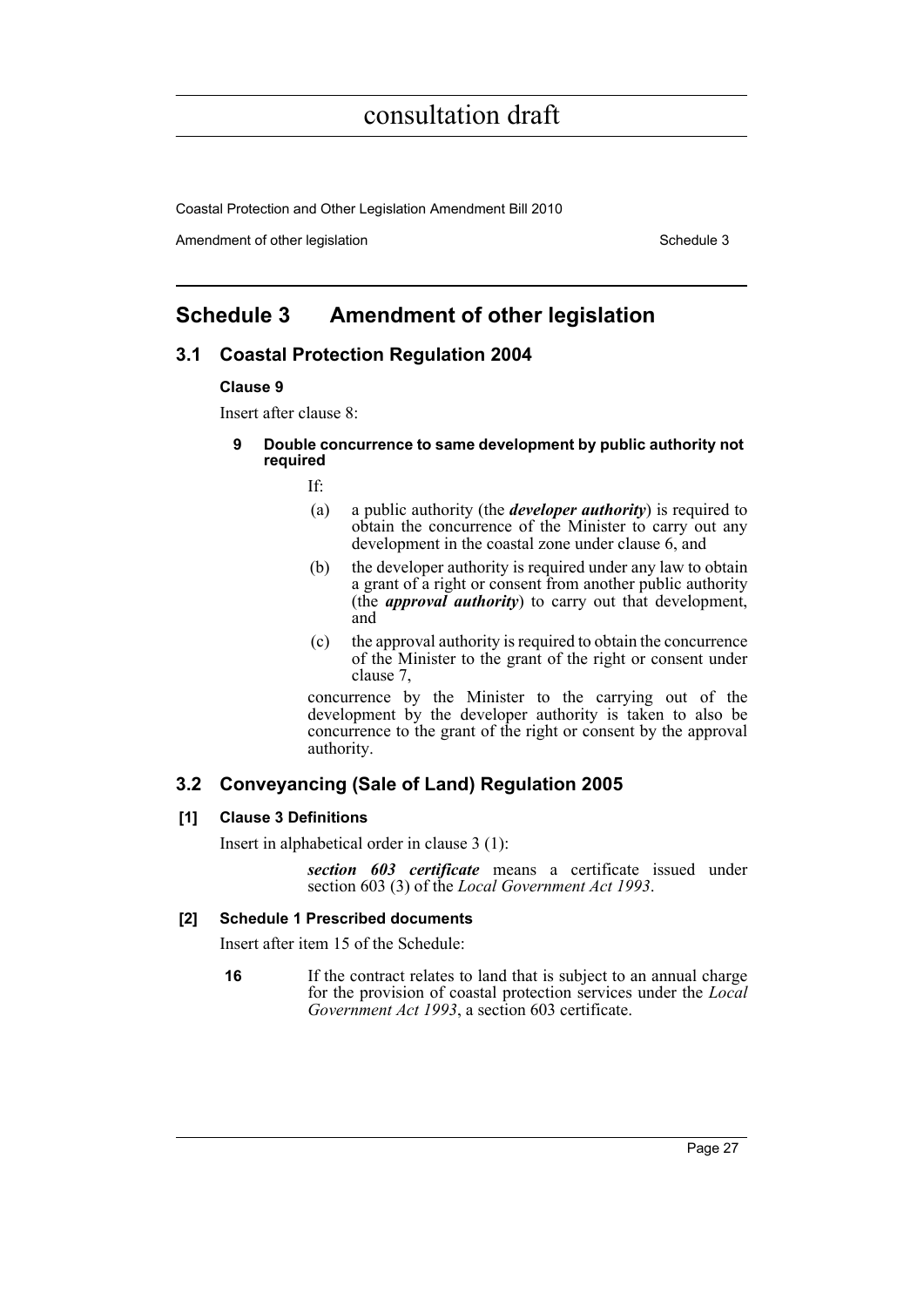# Schedule 3 Amendment of other legislation

## 3.1 Coastal Protection Regulation 2004

### Clause 9

Insert after clause 8:

**9 Double concurrence to same development by public authority not required**

If:

(a) a public authority (the ***developer authority***) is required to obtain the concurrence of the Minister to carry out any development in the coastal zone under clause 6, and

(b) the developer authority is required under any law to obtain a grant of a right or consent from another public authority (the ***approval authority***) to carry out that development, and

(c) the approval authority is required to obtain the concurrence of the Minister to the grant of the right or consent under clause 7,

concurrence by the Minister to the carrying out of the development by the developer authority is taken to also be concurrence to the grant of the right or consent by the approval authority.

## 3.2 Conveyancing (Sale of Land) Regulation 2005

### [1] Clause 3 Definitions

Insert in alphabetical order in clause 3 (1):

> ***section 603 certificate*** means a certificate issued under section 603 (3) of the *Local Government Act 1993*.

### [2] Schedule 1 Prescribed documents

Insert after item 15 of the Schedule:

**16** If the contract relates to land that is subject to an annual charge for the provision of coastal protection services under the *Local Government Act 1993*, a section 603 certificate.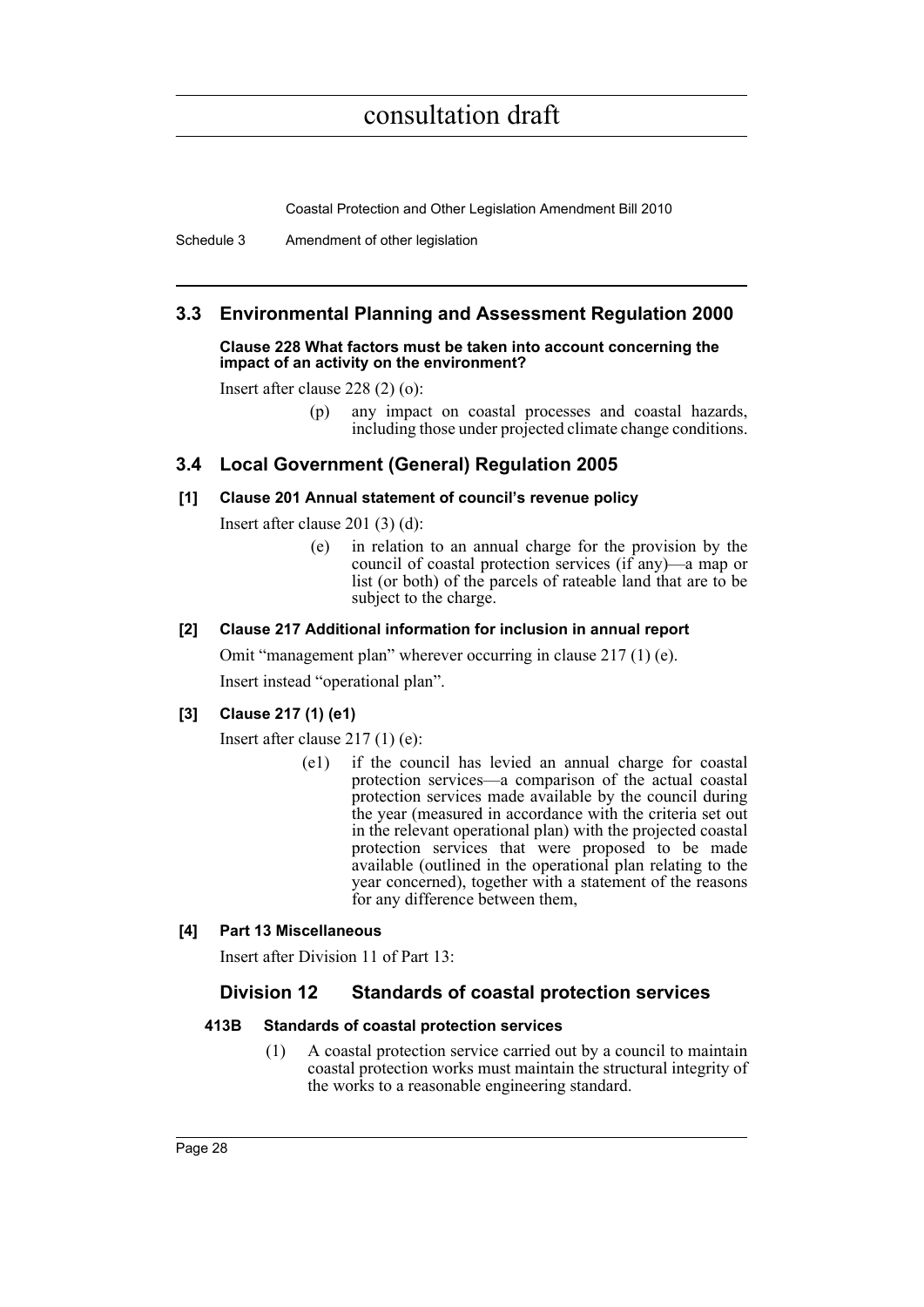## 3.3 Environmental Planning and Assessment Regulation 2000

**Clause 228 What factors must be taken into account concerning the impact of an activity on the environment?**

Insert after clause 228 (2) (o):

> (p) any impact on coastal processes and coastal hazards, including those under projected climate change conditions.

## 3.4 Local Government (General) Regulation 2005

### [1] Clause 201 Annual statement of council's revenue policy

Insert after clause 201 (3) (d):

> (e) in relation to an annual charge for the provision by the council of coastal protection services (if any)—a map or list (or both) of the parcels of rateable land that are to be subject to the charge.

### [2] Clause 217 Additional information for inclusion in annual report

Omit "management plan" wherever occurring in clause 217 (1) (e).

Insert instead "operational plan".

### [3] Clause 217 (1) (e1)

Insert after clause 217 (1) (e):

> (e1) if the council has levied an annual charge for coastal protection services—a comparison of the actual coastal protection services made available by the council during the year (measured in accordance with the criteria set out in the relevant operational plan) with the projected coastal protection services that were proposed to be made available (outlined in the operational plan relating to the year concerned), together with a statement of the reasons for any difference between them,

### [4] Part 13 Miscellaneous

Insert after Division 11 of Part 13:

### Division 12 Standards of coastal protection services

**413B Standards of coastal protection services**

> (1) A coastal protection service carried out by a council to maintain coastal protection works must maintain the structural integrity of the works to a reasonable engineering standard.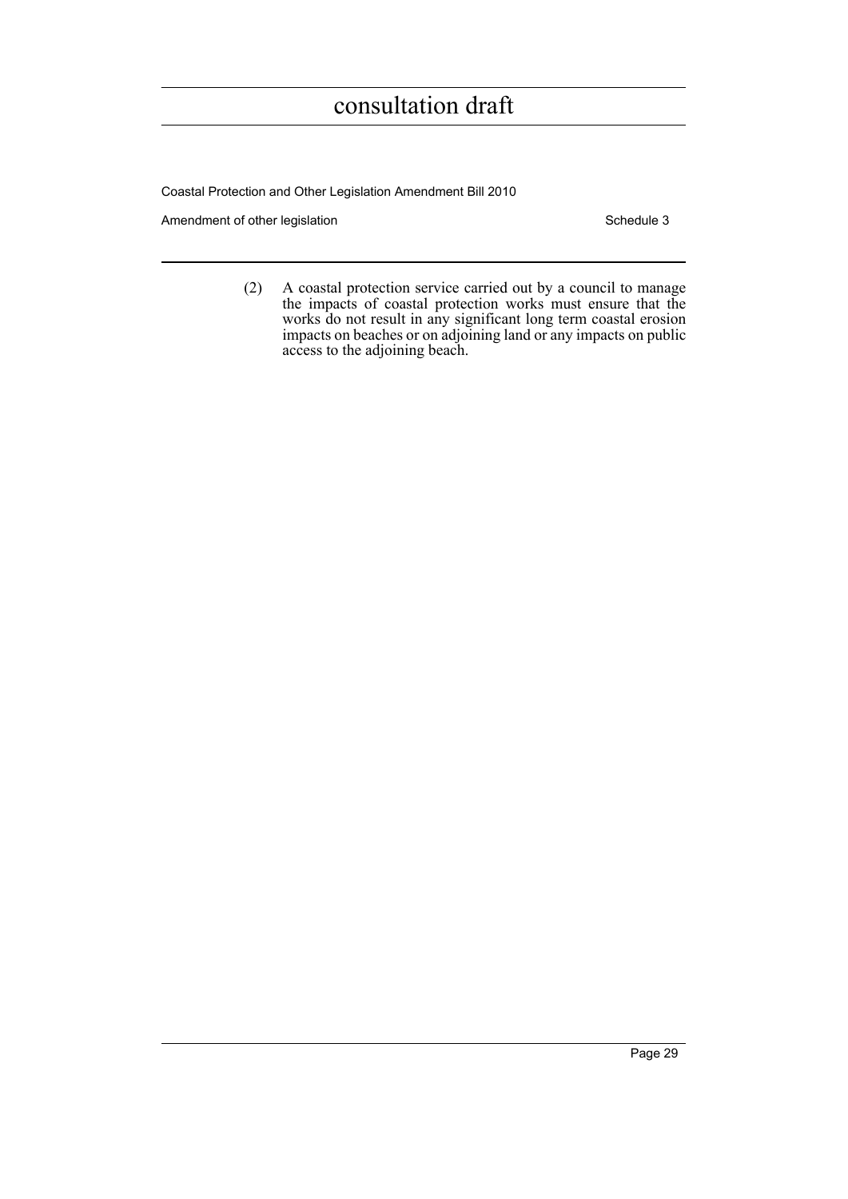(2) A coastal protection service carried out by a council to manage the impacts of coastal protection works must ensure that the works do not result in any significant long term coastal erosion impacts on beaches or on adjoining land or any impacts on public access to the adjoining beach.